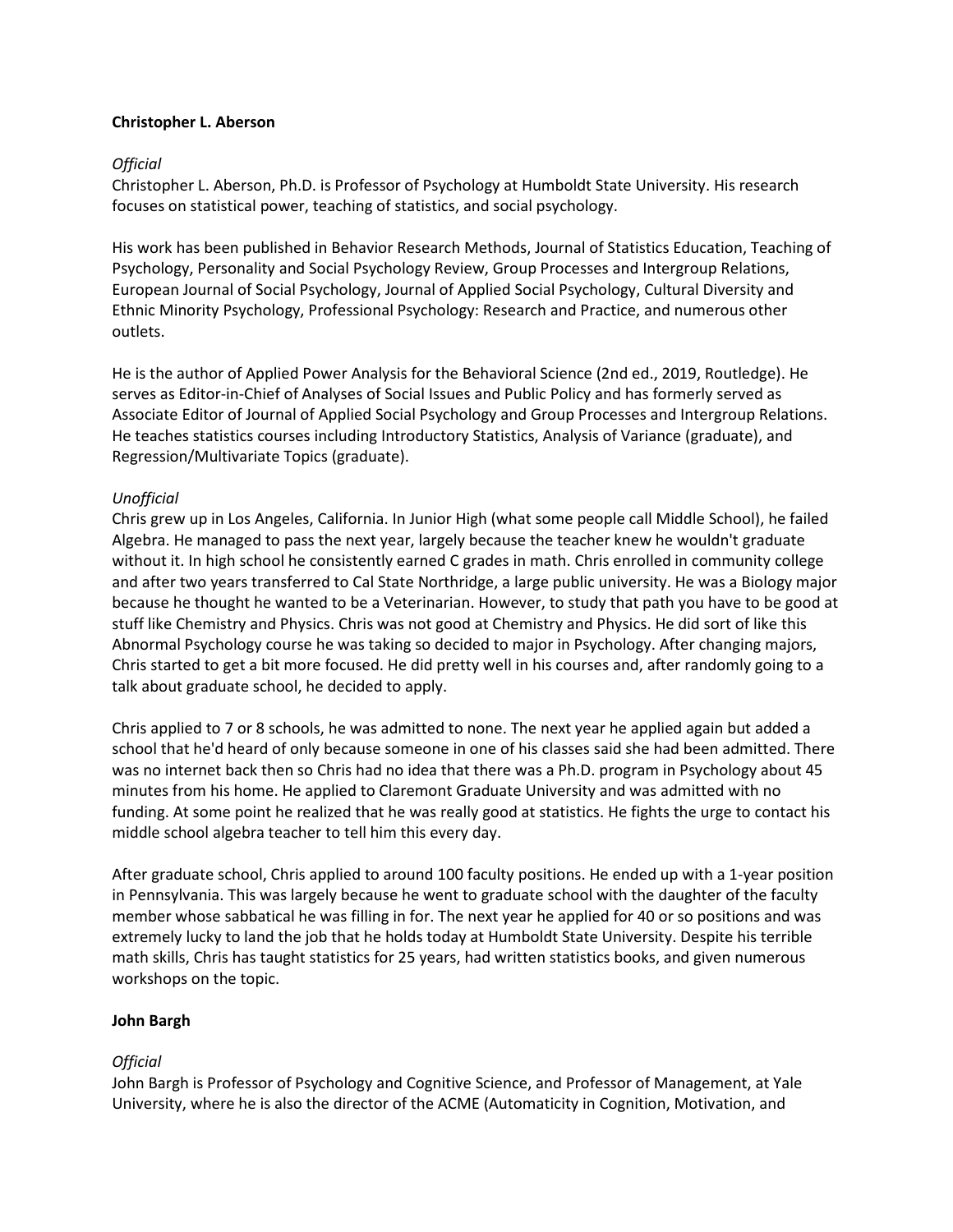**Christopher L. Aberson**

*Official*
Christopher L. Aberson, Ph.D. is Professor of Psychology at Humboldt State University. His research focuses on statistical power, teaching of statistics, and social psychology.

His work has been published in Behavior Research Methods, Journal of Statistics Education, Teaching of Psychology, Personality and Social Psychology Review, Group Processes and Intergroup Relations, European Journal of Social Psychology, Journal of Applied Social Psychology, Cultural Diversity and Ethnic Minority Psychology, Professional Psychology: Research and Practice, and numerous other outlets.

He is the author of Applied Power Analysis for the Behavioral Science (2nd ed., 2019, Routledge). He serves as Editor-in-Chief of Analyses of Social Issues and Public Policy and has formerly served as Associate Editor of Journal of Applied Social Psychology and Group Processes and Intergroup Relations. He teaches statistics courses including Introductory Statistics, Analysis of Variance (graduate), and Regression/Multivariate Topics (graduate).

*Unofficial*
Chris grew up in Los Angeles, California. In Junior High (what some people call Middle School), he failed Algebra. He managed to pass the next year, largely because the teacher knew he wouldn't graduate without it. In high school he consistently earned C grades in math. Chris enrolled in community college and after two years transferred to Cal State Northridge, a large public university. He was a Biology major because he thought he wanted to be a Veterinarian. However, to study that path you have to be good at stuff like Chemistry and Physics. Chris was not good at Chemistry and Physics. He did sort of like this Abnormal Psychology course he was taking so decided to major in Psychology. After changing majors, Chris started to get a bit more focused. He did pretty well in his courses and, after randomly going to a talk about graduate school, he decided to apply.

Chris applied to 7 or 8 schools, he was admitted to none. The next year he applied again but added a school that he'd heard of only because someone in one of his classes said she had been admitted. There was no internet back then so Chris had no idea that there was a Ph.D. program in Psychology about 45 minutes from his home. He applied to Claremont Graduate University and was admitted with no funding. At some point he realized that he was really good at statistics. He fights the urge to contact his middle school algebra teacher to tell him this every day.

After graduate school, Chris applied to around 100 faculty positions. He ended up with a 1-year position in Pennsylvania. This was largely because he went to graduate school with the daughter of the faculty member whose sabbatical he was filling in for. The next year he applied for 40 or so positions and was extremely lucky to land the job that he holds today at Humboldt State University. Despite his terrible math skills, Chris has taught statistics for 25 years, had written statistics books, and given numerous workshops on the topic.

**John Bargh**

*Official*
John Bargh is Professor of Psychology and Cognitive Science, and Professor of Management, at Yale University, where he is also the director of the ACME (Automaticity in Cognition, Motivation, and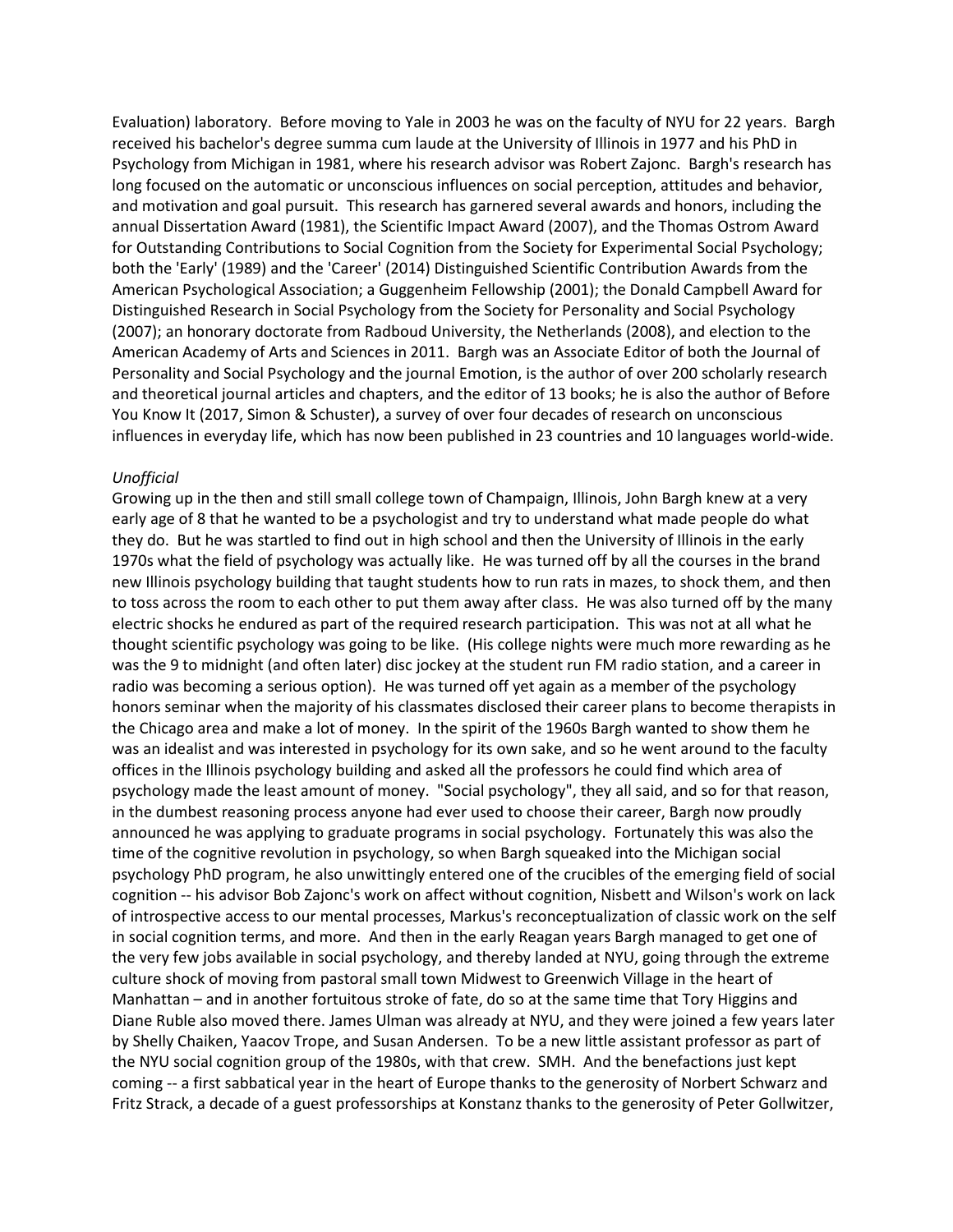Evaluation) laboratory. Before moving to Yale in 2003 he was on the faculty of NYU for 22 years. Bargh received his bachelor's degree summa cum laude at the University of Illinois in 1977 and his PhD in Psychology from Michigan in 1981, where his research advisor was Robert Zajonc. Bargh's research has long focused on the automatic or unconscious influences on social perception, attitudes and behavior, and motivation and goal pursuit. This research has garnered several awards and honors, including the annual Dissertation Award (1981), the Scientific Impact Award (2007), and the Thomas Ostrom Award for Outstanding Contributions to Social Cognition from the Society for Experimental Social Psychology; both the 'Early' (1989) and the 'Career' (2014) Distinguished Scientific Contribution Awards from the American Psychological Association; a Guggenheim Fellowship (2001); the Donald Campbell Award for Distinguished Research in Social Psychology from the Society for Personality and Social Psychology (2007); an honorary doctorate from Radboud University, the Netherlands (2008), and election to the American Academy of Arts and Sciences in 2011. Bargh was an Associate Editor of both the Journal of Personality and Social Psychology and the journal Emotion, is the author of over 200 scholarly research and theoretical journal articles and chapters, and the editor of 13 books; he is also the author of Before You Know It (2017, Simon & Schuster), a survey of over four decades of research on unconscious influences in everyday life, which has now been published in 23 countries and 10 languages world-wide.

*Unofficial*

Growing up in the then and still small college town of Champaign, Illinois, John Bargh knew at a very early age of 8 that he wanted to be a psychologist and try to understand what made people do what they do. But he was startled to find out in high school and then the University of Illinois in the early 1970s what the field of psychology was actually like. He was turned off by all the courses in the brand new Illinois psychology building that taught students how to run rats in mazes, to shock them, and then to toss across the room to each other to put them away after class. He was also turned off by the many electric shocks he endured as part of the required research participation. This was not at all what he thought scientific psychology was going to be like. (His college nights were much more rewarding as he was the 9 to midnight (and often later) disc jockey at the student run FM radio station, and a career in radio was becoming a serious option). He was turned off yet again as a member of the psychology honors seminar when the majority of his classmates disclosed their career plans to become therapists in the Chicago area and make a lot of money. In the spirit of the 1960s Bargh wanted to show them he was an idealist and was interested in psychology for its own sake, and so he went around to the faculty offices in the Illinois psychology building and asked all the professors he could find which area of psychology made the least amount of money. "Social psychology", they all said, and so for that reason, in the dumbest reasoning process anyone had ever used to choose their career, Bargh now proudly announced he was applying to graduate programs in social psychology. Fortunately this was also the time of the cognitive revolution in psychology, so when Bargh squeaked into the Michigan social psychology PhD program, he also unwittingly entered one of the crucibles of the emerging field of social cognition -- his advisor Bob Zajonc's work on affect without cognition, Nisbett and Wilson's work on lack of introspective access to our mental processes, Markus's reconceptualization of classic work on the self in social cognition terms, and more. And then in the early Reagan years Bargh managed to get one of the very few jobs available in social psychology, and thereby landed at NYU, going through the extreme culture shock of moving from pastoral small town Midwest to Greenwich Village in the heart of Manhattan – and in another fortuitous stroke of fate, do so at the same time that Tory Higgins and Diane Ruble also moved there. James Ulman was already at NYU, and they were joined a few years later by Shelly Chaiken, Yaacov Trope, and Susan Andersen. To be a new little assistant professor as part of the NYU social cognition group of the 1980s, with that crew. SMH. And the benefactions just kept coming -- a first sabbatical year in the heart of Europe thanks to the generosity of Norbert Schwarz and Fritz Strack, a decade of a guest professorships at Konstanz thanks to the generosity of Peter Gollwitzer,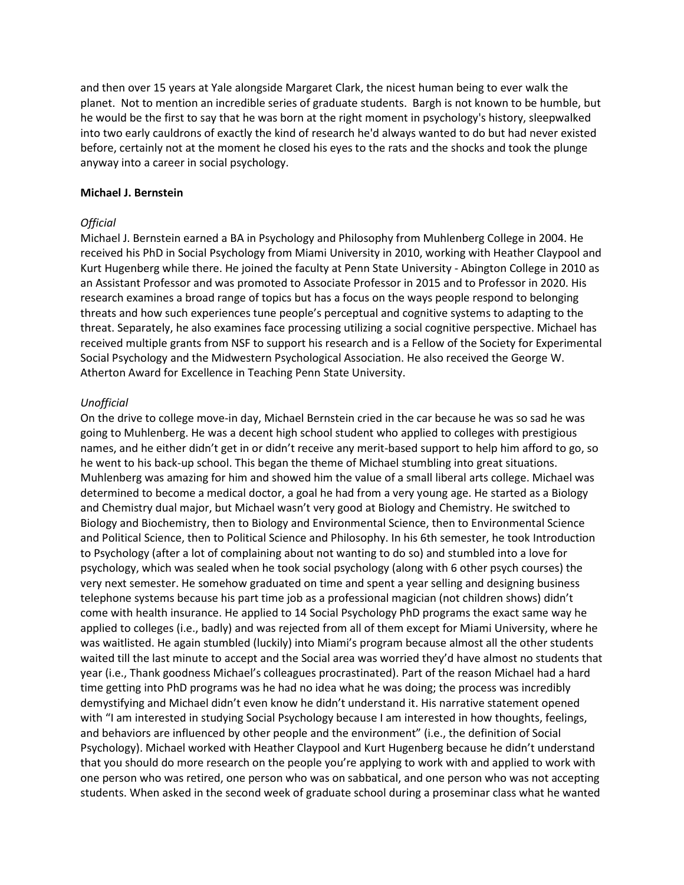and then over 15 years at Yale alongside Margaret Clark, the nicest human being to ever walk the planet. Not to mention an incredible series of graduate students. Bargh is not known to be humble, but he would be the first to say that he was born at the right moment in psychology's history, sleepwalked into two early cauldrons of exactly the kind of research he'd always wanted to do but had never existed before, certainly not at the moment he closed his eyes to the rats and the shocks and took the plunge anyway into a career in social psychology.

**Michael J. Bernstein**

*Official*

Michael J. Bernstein earned a BA in Psychology and Philosophy from Muhlenberg College in 2004. He received his PhD in Social Psychology from Miami University in 2010, working with Heather Claypool and Kurt Hugenberg while there. He joined the faculty at Penn State University - Abington College in 2010 as an Assistant Professor and was promoted to Associate Professor in 2015 and to Professor in 2020. His research examines a broad range of topics but has a focus on the ways people respond to belonging threats and how such experiences tune people's perceptual and cognitive systems to adapting to the threat. Separately, he also examines face processing utilizing a social cognitive perspective. Michael has received multiple grants from NSF to support his research and is a Fellow of the Society for Experimental Social Psychology and the Midwestern Psychological Association. He also received the George W. Atherton Award for Excellence in Teaching Penn State University.

*Unofficial*

On the drive to college move-in day, Michael Bernstein cried in the car because he was so sad he was going to Muhlenberg. He was a decent high school student who applied to colleges with prestigious names, and he either didn't get in or didn't receive any merit-based support to help him afford to go, so he went to his back-up school. This began the theme of Michael stumbling into great situations. Muhlenberg was amazing for him and showed him the value of a small liberal arts college. Michael was determined to become a medical doctor, a goal he had from a very young age. He started as a Biology and Chemistry dual major, but Michael wasn't very good at Biology and Chemistry. He switched to Biology and Biochemistry, then to Biology and Environmental Science, then to Environmental Science and Political Science, then to Political Science and Philosophy. In his 6th semester, he took Introduction to Psychology (after a lot of complaining about not wanting to do so) and stumbled into a love for psychology, which was sealed when he took social psychology (along with 6 other psych courses) the very next semester. He somehow graduated on time and spent a year selling and designing business telephone systems because his part time job as a professional magician (not children shows) didn't come with health insurance. He applied to 14 Social Psychology PhD programs the exact same way he applied to colleges (i.e., badly) and was rejected from all of them except for Miami University, where he was waitlisted. He again stumbled (luckily) into Miami's program because almost all the other students waited till the last minute to accept and the Social area was worried they'd have almost no students that year (i.e., Thank goodness Michael's colleagues procrastinated). Part of the reason Michael had a hard time getting into PhD programs was he had no idea what he was doing; the process was incredibly demystifying and Michael didn't even know he didn't understand it. His narrative statement opened with "I am interested in studying Social Psychology because I am interested in how thoughts, feelings, and behaviors are influenced by other people and the environment" (i.e., the definition of Social Psychology). Michael worked with Heather Claypool and Kurt Hugenberg because he didn't understand that you should do more research on the people you're applying to work with and applied to work with one person who was retired, one person who was on sabbatical, and one person who was not accepting students. When asked in the second week of graduate school during a proseminar class what he wanted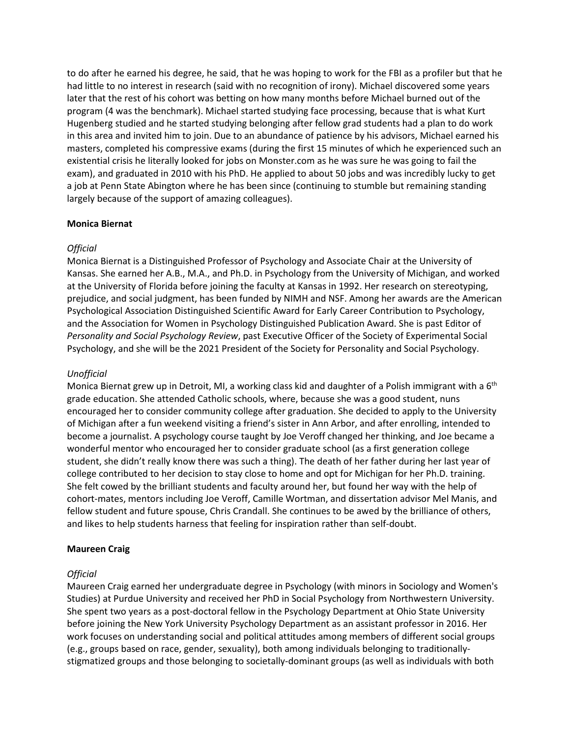to do after he earned his degree, he said, that he was hoping to work for the FBI as a profiler but that he had little to no interest in research (said with no recognition of irony). Michael discovered some years later that the rest of his cohort was betting on how many months before Michael burned out of the program (4 was the benchmark). Michael started studying face processing, because that is what Kurt Hugenberg studied and he started studying belonging after fellow grad students had a plan to do work in this area and invited him to join. Due to an abundance of patience by his advisors, Michael earned his masters, completed his compressive exams (during the first 15 minutes of which he experienced such an existential crisis he literally looked for jobs on Monster.com as he was sure he was going to fail the exam), and graduated in 2010 with his PhD. He applied to about 50 jobs and was incredibly lucky to get a job at Penn State Abington where he has been since (continuing to stumble but remaining standing largely because of the support of amazing colleagues).

**Monica Biernat**

*Official*

Monica Biernat is a Distinguished Professor of Psychology and Associate Chair at the University of Kansas. She earned her A.B., M.A., and Ph.D. in Psychology from the University of Michigan, and worked at the University of Florida before joining the faculty at Kansas in 1992. Her research on stereotyping, prejudice, and social judgment, has been funded by NIMH and NSF. Among her awards are the American Psychological Association Distinguished Scientific Award for Early Career Contribution to Psychology, and the Association for Women in Psychology Distinguished Publication Award. She is past Editor of *Personality and Social Psychology Review*, past Executive Officer of the Society of Experimental Social Psychology, and she will be the 2021 President of the Society for Personality and Social Psychology.

*Unofficial*

Monica Biernat grew up in Detroit, MI, a working class kid and daughter of a Polish immigrant with a 6th grade education. She attended Catholic schools, where, because she was a good student, nuns encouraged her to consider community college after graduation. She decided to apply to the University of Michigan after a fun weekend visiting a friend's sister in Ann Arbor, and after enrolling, intended to become a journalist. A psychology course taught by Joe Veroff changed her thinking, and Joe became a wonderful mentor who encouraged her to consider graduate school (as a first generation college student, she didn't really know there was such a thing). The death of her father during her last year of college contributed to her decision to stay close to home and opt for Michigan for her Ph.D. training. She felt cowed by the brilliant students and faculty around her, but found her way with the help of cohort-mates, mentors including Joe Veroff, Camille Wortman, and dissertation advisor Mel Manis, and fellow student and future spouse, Chris Crandall. She continues to be awed by the brilliance of others, and likes to help students harness that feeling for inspiration rather than self-doubt.

**Maureen Craig**

*Official*

Maureen Craig earned her undergraduate degree in Psychology (with minors in Sociology and Women's Studies) at Purdue University and received her PhD in Social Psychology from Northwestern University. She spent two years as a post-doctoral fellow in the Psychology Department at Ohio State University before joining the New York University Psychology Department as an assistant professor in 2016. Her work focuses on understanding social and political attitudes among members of different social groups (e.g., groups based on race, gender, sexuality), both among individuals belonging to traditionally-stigmatized groups and those belonging to societally-dominant groups (as well as individuals with both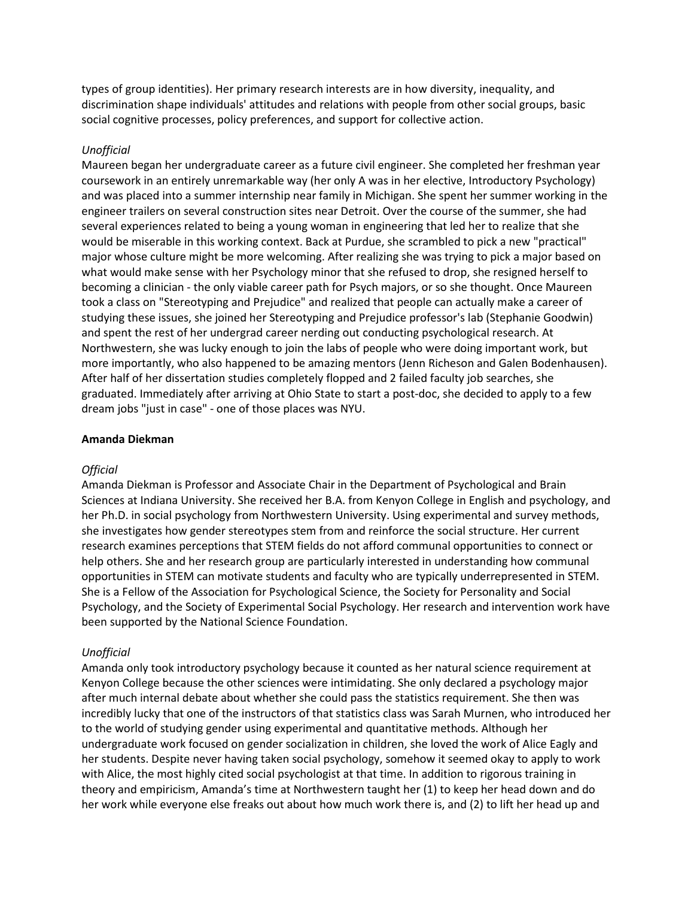types of group identities). Her primary research interests are in how diversity, inequality, and discrimination shape individuals' attitudes and relations with people from other social groups, basic social cognitive processes, policy preferences, and support for collective action.

*Unofficial*

Maureen began her undergraduate career as a future civil engineer. She completed her freshman year coursework in an entirely unremarkable way (her only A was in her elective, Introductory Psychology) and was placed into a summer internship near family in Michigan. She spent her summer working in the engineer trailers on several construction sites near Detroit. Over the course of the summer, she had several experiences related to being a young woman in engineering that led her to realize that she would be miserable in this working context. Back at Purdue, she scrambled to pick a new "practical" major whose culture might be more welcoming. After realizing she was trying to pick a major based on what would make sense with her Psychology minor that she refused to drop, she resigned herself to becoming a clinician - the only viable career path for Psych majors, or so she thought. Once Maureen took a class on "Stereotyping and Prejudice" and realized that people can actually make a career of studying these issues, she joined her Stereotyping and Prejudice professor's lab (Stephanie Goodwin) and spent the rest of her undergrad career nerding out conducting psychological research. At Northwestern, she was lucky enough to join the labs of people who were doing important work, but more importantly, who also happened to be amazing mentors (Jenn Richeson and Galen Bodenhausen). After half of her dissertation studies completely flopped and 2 failed faculty job searches, she graduated. Immediately after arriving at Ohio State to start a post-doc, she decided to apply to a few dream jobs "just in case" - one of those places was NYU.

**Amanda Diekman**

*Official*

Amanda Diekman is Professor and Associate Chair in the Department of Psychological and Brain Sciences at Indiana University. She received her B.A. from Kenyon College in English and psychology, and her Ph.D. in social psychology from Northwestern University. Using experimental and survey methods, she investigates how gender stereotypes stem from and reinforce the social structure. Her current research examines perceptions that STEM fields do not afford communal opportunities to connect or help others. She and her research group are particularly interested in understanding how communal opportunities in STEM can motivate students and faculty who are typically underrepresented in STEM. She is a Fellow of the Association for Psychological Science, the Society for Personality and Social Psychology, and the Society of Experimental Social Psychology. Her research and intervention work have been supported by the National Science Foundation.

*Unofficial*

Amanda only took introductory psychology because it counted as her natural science requirement at Kenyon College because the other sciences were intimidating. She only declared a psychology major after much internal debate about whether she could pass the statistics requirement. She then was incredibly lucky that one of the instructors of that statistics class was Sarah Murnen, who introduced her to the world of studying gender using experimental and quantitative methods. Although her undergraduate work focused on gender socialization in children, she loved the work of Alice Eagly and her students. Despite never having taken social psychology, somehow it seemed okay to apply to work with Alice, the most highly cited social psychologist at that time. In addition to rigorous training in theory and empiricism, Amanda's time at Northwestern taught her (1) to keep her head down and do her work while everyone else freaks out about how much work there is, and (2) to lift her head up and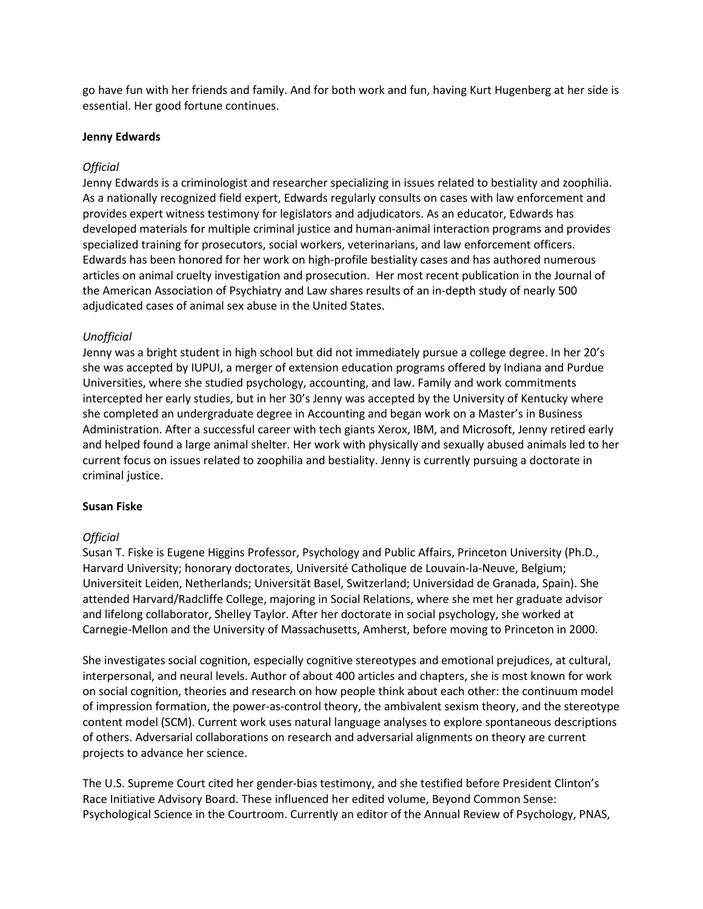go have fun with her friends and family. And for both work and fun, having Kurt Hugenberg at her side is essential. Her good fortune continues.

**Jenny Edwards**

*Official*

Jenny Edwards is a criminologist and researcher specializing in issues related to bestiality and zoophilia. As a nationally recognized field expert, Edwards regularly consults on cases with law enforcement and provides expert witness testimony for legislators and adjudicators. As an educator, Edwards has developed materials for multiple criminal justice and human-animal interaction programs and provides specialized training for prosecutors, social workers, veterinarians, and law enforcement officers. Edwards has been honored for her work on high-profile bestiality cases and has authored numerous articles on animal cruelty investigation and prosecution. Her most recent publication in the Journal of the American Association of Psychiatry and Law shares results of an in-depth study of nearly 500 adjudicated cases of animal sex abuse in the United States.

*Unofficial*

Jenny was a bright student in high school but did not immediately pursue a college degree. In her 20's she was accepted by IUPUI, a merger of extension education programs offered by Indiana and Purdue Universities, where she studied psychology, accounting, and law. Family and work commitments intercepted her early studies, but in her 30's Jenny was accepted by the University of Kentucky where she completed an undergraduate degree in Accounting and began work on a Master's in Business Administration. After a successful career with tech giants Xerox, IBM, and Microsoft, Jenny retired early and helped found a large animal shelter. Her work with physically and sexually abused animals led to her current focus on issues related to zoophilia and bestiality. Jenny is currently pursuing a doctorate in criminal justice.

**Susan Fiske**

*Official*

Susan T. Fiske is Eugene Higgins Professor, Psychology and Public Affairs, Princeton University (Ph.D., Harvard University; honorary doctorates, Université Catholique de Louvain-la-Neuve, Belgium; Universiteit Leiden, Netherlands; Universität Basel, Switzerland; Universidad de Granada, Spain). She attended Harvard/Radcliffe College, majoring in Social Relations, where she met her graduate advisor and lifelong collaborator, Shelley Taylor. After her doctorate in social psychology, she worked at Carnegie-Mellon and the University of Massachusetts, Amherst, before moving to Princeton in 2000.

She investigates social cognition, especially cognitive stereotypes and emotional prejudices, at cultural, interpersonal, and neural levels. Author of about 400 articles and chapters, she is most known for work on social cognition, theories and research on how people think about each other: the continuum model of impression formation, the power-as-control theory, the ambivalent sexism theory, and the stereotype content model (SCM). Current work uses natural language analyses to explore spontaneous descriptions of others. Adversarial collaborations on research and adversarial alignments on theory are current projects to advance her science.

The U.S. Supreme Court cited her gender-bias testimony, and she testified before President Clinton's Race Initiative Advisory Board. These influenced her edited volume, Beyond Common Sense: Psychological Science in the Courtroom. Currently an editor of the Annual Review of Psychology, PNAS,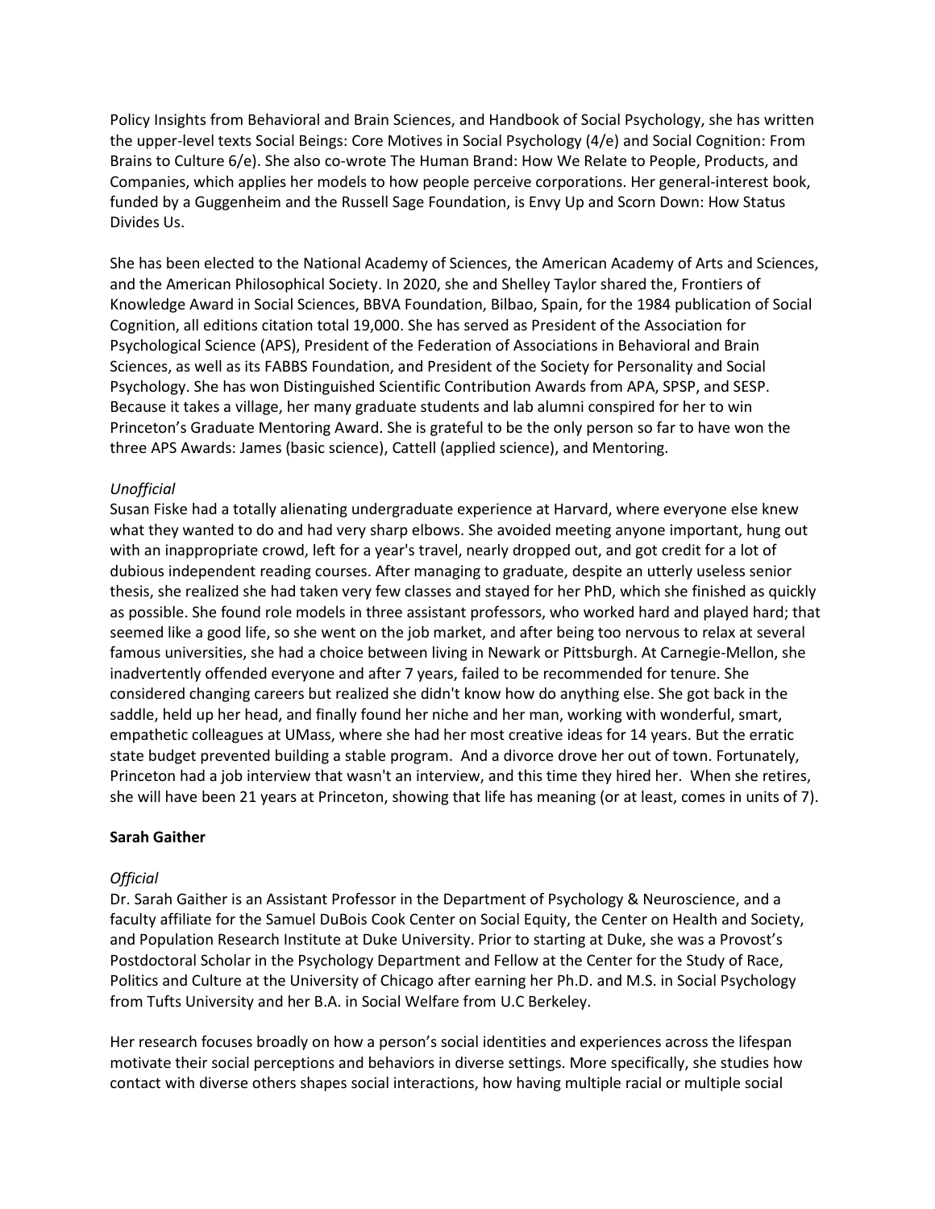Policy Insights from Behavioral and Brain Sciences, and Handbook of Social Psychology, she has written the upper-level texts Social Beings: Core Motives in Social Psychology (4/e) and Social Cognition: From Brains to Culture 6/e). She also co-wrote The Human Brand: How We Relate to People, Products, and Companies, which applies her models to how people perceive corporations. Her general-interest book, funded by a Guggenheim and the Russell Sage Foundation, is Envy Up and Scorn Down: How Status Divides Us.

She has been elected to the National Academy of Sciences, the American Academy of Arts and Sciences, and the American Philosophical Society. In 2020, she and Shelley Taylor shared the, Frontiers of Knowledge Award in Social Sciences, BBVA Foundation, Bilbao, Spain, for the 1984 publication of Social Cognition, all editions citation total 19,000. She has served as President of the Association for Psychological Science (APS), President of the Federation of Associations in Behavioral and Brain Sciences, as well as its FABBS Foundation, and President of the Society for Personality and Social Psychology. She has won Distinguished Scientific Contribution Awards from APA, SPSP, and SESP. Because it takes a village, her many graduate students and lab alumni conspired for her to win Princeton's Graduate Mentoring Award. She is grateful to be the only person so far to have won the three APS Awards: James (basic science), Cattell (applied science), and Mentoring.

*Unofficial*

Susan Fiske had a totally alienating undergraduate experience at Harvard, where everyone else knew what they wanted to do and had very sharp elbows. She avoided meeting anyone important, hung out with an inappropriate crowd, left for a year's travel, nearly dropped out, and got credit for a lot of dubious independent reading courses. After managing to graduate, despite an utterly useless senior thesis, she realized she had taken very few classes and stayed for her PhD, which she finished as quickly as possible. She found role models in three assistant professors, who worked hard and played hard; that seemed like a good life, so she went on the job market, and after being too nervous to relax at several famous universities, she had a choice between living in Newark or Pittsburgh. At Carnegie-Mellon, she inadvertently offended everyone and after 7 years, failed to be recommended for tenure. She considered changing careers but realized she didn't know how do anything else. She got back in the saddle, held up her head, and finally found her niche and her man, working with wonderful, smart, empathetic colleagues at UMass, where she had her most creative ideas for 14 years. But the erratic state budget prevented building a stable program. And a divorce drove her out of town. Fortunately, Princeton had a job interview that wasn't an interview, and this time they hired her. When she retires, she will have been 21 years at Princeton, showing that life has meaning (or at least, comes in units of 7).

**Sarah Gaither**

*Official*

Dr. Sarah Gaither is an Assistant Professor in the Department of Psychology & Neuroscience, and a faculty affiliate for the Samuel DuBois Cook Center on Social Equity, the Center on Health and Society, and Population Research Institute at Duke University. Prior to starting at Duke, she was a Provost's Postdoctoral Scholar in the Psychology Department and Fellow at the Center for the Study of Race, Politics and Culture at the University of Chicago after earning her Ph.D. and M.S. in Social Psychology from Tufts University and her B.A. in Social Welfare from U.C Berkeley.

Her research focuses broadly on how a person's social identities and experiences across the lifespan motivate their social perceptions and behaviors in diverse settings. More specifically, she studies how contact with diverse others shapes social interactions, how having multiple racial or multiple social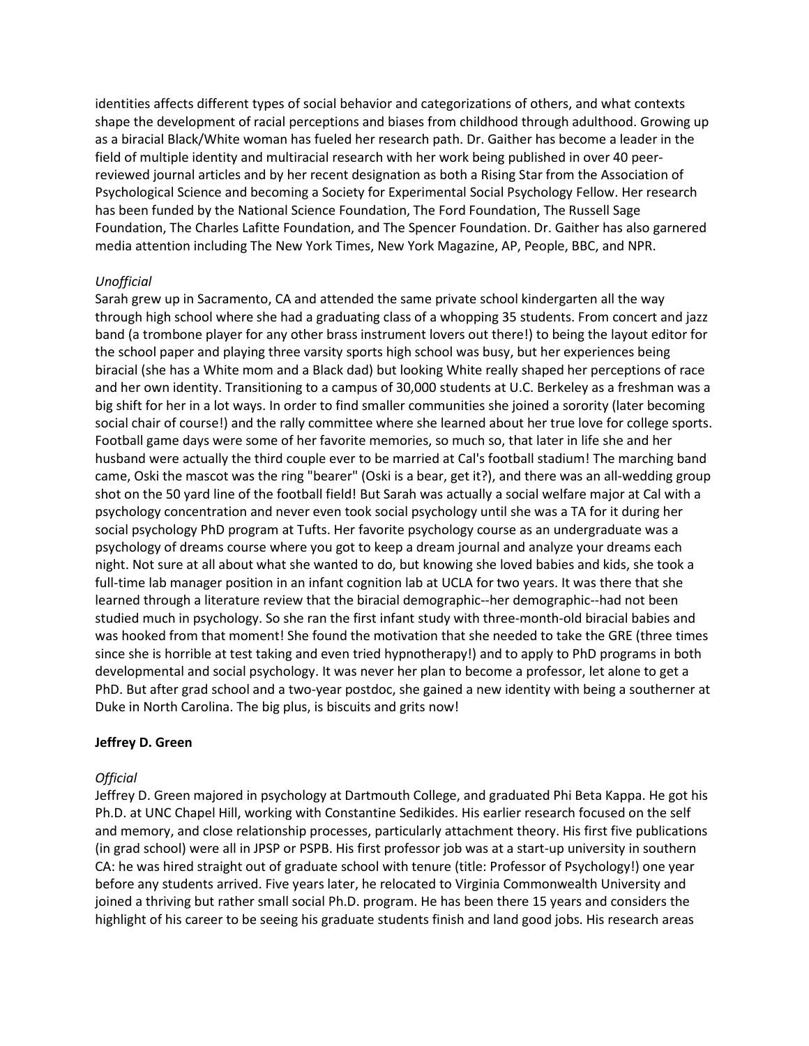identities affects different types of social behavior and categorizations of others, and what contexts shape the development of racial perceptions and biases from childhood through adulthood. Growing up as a biracial Black/White woman has fueled her research path. Dr. Gaither has become a leader in the field of multiple identity and multiracial research with her work being published in over 40 peer-reviewed journal articles and by her recent designation as both a Rising Star from the Association of Psychological Science and becoming a Society for Experimental Social Psychology Fellow. Her research has been funded by the National Science Foundation, The Ford Foundation, The Russell Sage Foundation, The Charles Lafitte Foundation, and The Spencer Foundation. Dr. Gaither has also garnered media attention including The New York Times, New York Magazine, AP, People, BBC, and NPR.

*Unofficial*

Sarah grew up in Sacramento, CA and attended the same private school kindergarten all the way through high school where she had a graduating class of a whopping 35 students. From concert and jazz band (a trombone player for any other brass instrument lovers out there!) to being the layout editor for the school paper and playing three varsity sports high school was busy, but her experiences being biracial (she has a White mom and a Black dad) but looking White really shaped her perceptions of race and her own identity. Transitioning to a campus of 30,000 students at U.C. Berkeley as a freshman was a big shift for her in a lot ways. In order to find smaller communities she joined a sorority (later becoming social chair of course!) and the rally committee where she learned about her true love for college sports. Football game days were some of her favorite memories, so much so, that later in life she and her husband were actually the third couple ever to be married at Cal's football stadium! The marching band came, Oski the mascot was the ring "bearer" (Oski is a bear, get it?), and there was an all-wedding group shot on the 50 yard line of the football field! But Sarah was actually a social welfare major at Cal with a psychology concentration and never even took social psychology until she was a TA for it during her social psychology PhD program at Tufts. Her favorite psychology course as an undergraduate was a psychology of dreams course where you got to keep a dream journal and analyze your dreams each night. Not sure at all about what she wanted to do, but knowing she loved babies and kids, she took a full-time lab manager position in an infant cognition lab at UCLA for two years. It was there that she learned through a literature review that the biracial demographic--her demographic--had not been studied much in psychology. So she ran the first infant study with three-month-old biracial babies and was hooked from that moment! She found the motivation that she needed to take the GRE (three times since she is horrible at test taking and even tried hypnotherapy!) and to apply to PhD programs in both developmental and social psychology. It was never her plan to become a professor, let alone to get a PhD. But after grad school and a two-year postdoc, she gained a new identity with being a southerner at Duke in North Carolina. The big plus, is biscuits and grits now!

**Jeffrey D. Green**

*Official*

Jeffrey D. Green majored in psychology at Dartmouth College, and graduated Phi Beta Kappa. He got his Ph.D. at UNC Chapel Hill, working with Constantine Sedikides. His earlier research focused on the self and memory, and close relationship processes, particularly attachment theory. His first five publications (in grad school) were all in JPSP or PSPB. His first professor job was at a start-up university in southern CA: he was hired straight out of graduate school with tenure (title: Professor of Psychology!) one year before any students arrived. Five years later, he relocated to Virginia Commonwealth University and joined a thriving but rather small social Ph.D. program. He has been there 15 years and considers the highlight of his career to be seeing his graduate students finish and land good jobs. His research areas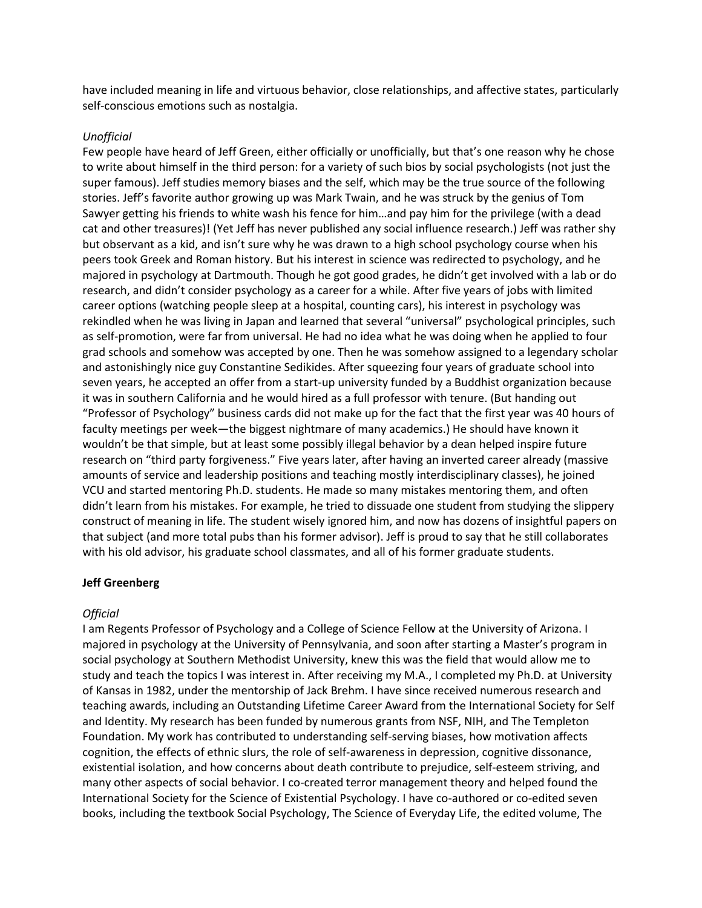have included meaning in life and virtuous behavior, close relationships, and affective states, particularly self-conscious emotions such as nostalgia.

*Unofficial*

Few people have heard of Jeff Green, either officially or unofficially, but that's one reason why he chose to write about himself in the third person: for a variety of such bios by social psychologists (not just the super famous). Jeff studies memory biases and the self, which may be the true source of the following stories. Jeff's favorite author growing up was Mark Twain, and he was struck by the genius of Tom Sawyer getting his friends to white wash his fence for him…and pay him for the privilege (with a dead cat and other treasures)! (Yet Jeff has never published any social influence research.) Jeff was rather shy but observant as a kid, and isn't sure why he was drawn to a high school psychology course when his peers took Greek and Roman history. But his interest in science was redirected to psychology, and he majored in psychology at Dartmouth. Though he got good grades, he didn't get involved with a lab or do research, and didn't consider psychology as a career for a while. After five years of jobs with limited career options (watching people sleep at a hospital, counting cars), his interest in psychology was rekindled when he was living in Japan and learned that several "universal" psychological principles, such as self-promotion, were far from universal. He had no idea what he was doing when he applied to four grad schools and somehow was accepted by one. Then he was somehow assigned to a legendary scholar and astonishingly nice guy Constantine Sedikides. After squeezing four years of graduate school into seven years, he accepted an offer from a start-up university funded by a Buddhist organization because it was in southern California and he would hired as a full professor with tenure. (But handing out "Professor of Psychology" business cards did not make up for the fact that the first year was 40 hours of faculty meetings per week—the biggest nightmare of many academics.) He should have known it wouldn't be that simple, but at least some possibly illegal behavior by a dean helped inspire future research on "third party forgiveness." Five years later, after having an inverted career already (massive amounts of service and leadership positions and teaching mostly interdisciplinary classes), he joined VCU and started mentoring Ph.D. students. He made so many mistakes mentoring them, and often didn't learn from his mistakes. For example, he tried to dissuade one student from studying the slippery construct of meaning in life. The student wisely ignored him, and now has dozens of insightful papers on that subject (and more total pubs than his former advisor). Jeff is proud to say that he still collaborates with his old advisor, his graduate school classmates, and all of his former graduate students.

**Jeff Greenberg**

*Official*

I am Regents Professor of Psychology and a College of Science Fellow at the University of Arizona. I majored in psychology at the University of Pennsylvania, and soon after starting a Master's program in social psychology at Southern Methodist University, knew this was the field that would allow me to study and teach the topics I was interest in. After receiving my M.A., I completed my Ph.D. at University of Kansas in 1982, under the mentorship of Jack Brehm. I have since received numerous research and teaching awards, including an Outstanding Lifetime Career Award from the International Society for Self and Identity. My research has been funded by numerous grants from NSF, NIH, and The Templeton Foundation. My work has contributed to understanding self-serving biases, how motivation affects cognition, the effects of ethnic slurs, the role of self-awareness in depression, cognitive dissonance, existential isolation, and how concerns about death contribute to prejudice, self-esteem striving, and many other aspects of social behavior. I co-created terror management theory and helped found the International Society for the Science of Existential Psychology. I have co-authored or co-edited seven books, including the textbook Social Psychology, The Science of Everyday Life, the edited volume, The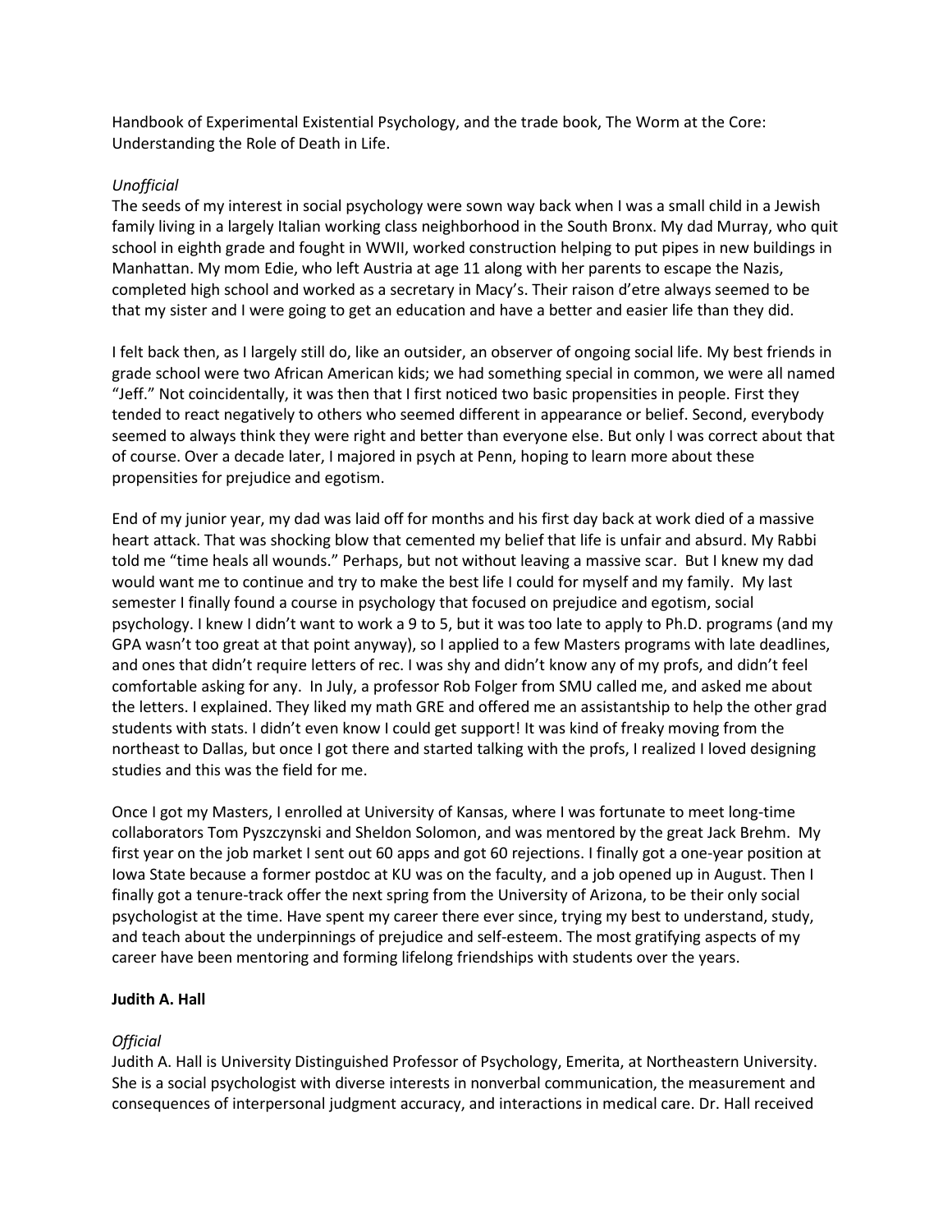Handbook of Experimental Existential Psychology, and the trade book, The Worm at the Core: Understanding the Role of Death in Life.

*Unofficial*

The seeds of my interest in social psychology were sown way back when I was a small child in a Jewish family living in a largely Italian working class neighborhood in the South Bronx. My dad Murray, who quit school in eighth grade and fought in WWII, worked construction helping to put pipes in new buildings in Manhattan. My mom Edie, who left Austria at age 11 along with her parents to escape the Nazis, completed high school and worked as a secretary in Macy's. Their raison d'etre always seemed to be that my sister and I were going to get an education and have a better and easier life than they did.

I felt back then, as I largely still do, like an outsider, an observer of ongoing social life. My best friends in grade school were two African American kids; we had something special in common, we were all named "Jeff." Not coincidentally, it was then that I first noticed two basic propensities in people. First they tended to react negatively to others who seemed different in appearance or belief. Second, everybody seemed to always think they were right and better than everyone else. But only I was correct about that of course. Over a decade later, I majored in psych at Penn, hoping to learn more about these propensities for prejudice and egotism.

End of my junior year, my dad was laid off for months and his first day back at work died of a massive heart attack. That was shocking blow that cemented my belief that life is unfair and absurd. My Rabbi told me "time heals all wounds." Perhaps, but not without leaving a massive scar. But I knew my dad would want me to continue and try to make the best life I could for myself and my family. My last semester I finally found a course in psychology that focused on prejudice and egotism, social psychology. I knew I didn't want to work a 9 to 5, but it was too late to apply to Ph.D. programs (and my GPA wasn't too great at that point anyway), so I applied to a few Masters programs with late deadlines, and ones that didn't require letters of rec. I was shy and didn't know any of my profs, and didn't feel comfortable asking for any. In July, a professor Rob Folger from SMU called me, and asked me about the letters. I explained. They liked my math GRE and offered me an assistantship to help the other grad students with stats. I didn't even know I could get support! It was kind of freaky moving from the northeast to Dallas, but once I got there and started talking with the profs, I realized I loved designing studies and this was the field for me.

Once I got my Masters, I enrolled at University of Kansas, where I was fortunate to meet long-time collaborators Tom Pyszczynski and Sheldon Solomon, and was mentored by the great Jack Brehm. My first year on the job market I sent out 60 apps and got 60 rejections. I finally got a one-year position at Iowa State because a former postdoc at KU was on the faculty, and a job opened up in August. Then I finally got a tenure-track offer the next spring from the University of Arizona, to be their only social psychologist at the time. Have spent my career there ever since, trying my best to understand, study, and teach about the underpinnings of prejudice and self-esteem. The most gratifying aspects of my career have been mentoring and forming lifelong friendships with students over the years.

**Judith A. Hall**

*Official*

Judith A. Hall is University Distinguished Professor of Psychology, Emerita, at Northeastern University. She is a social psychologist with diverse interests in nonverbal communication, the measurement and consequences of interpersonal judgment accuracy, and interactions in medical care. Dr. Hall received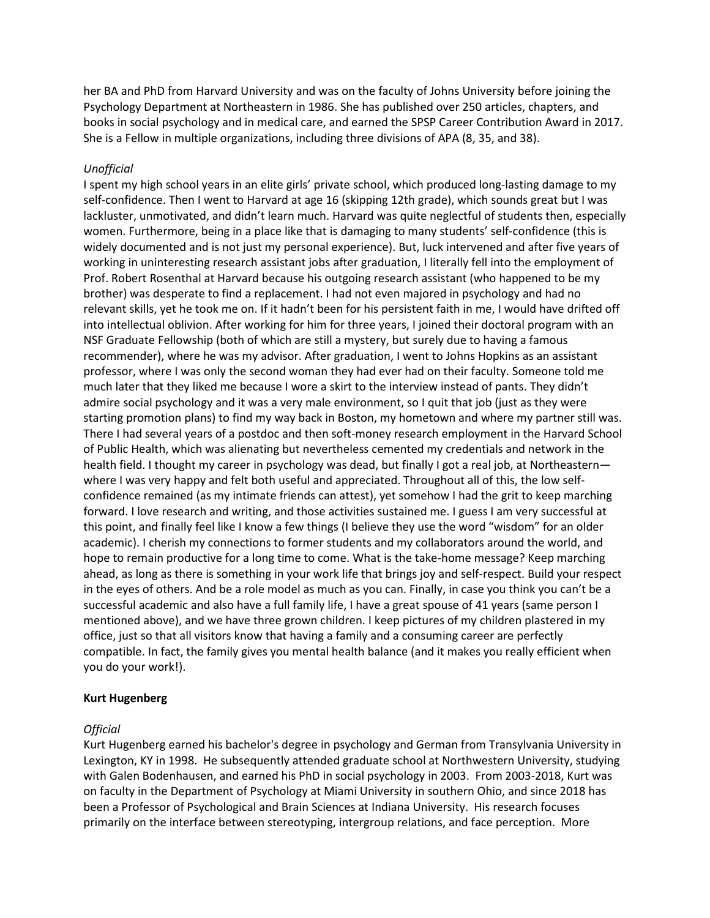her BA and PhD from Harvard University and was on the faculty of Johns University before joining the Psychology Department at Northeastern in 1986. She has published over 250 articles, chapters, and books in social psychology and in medical care, and earned the SPSP Career Contribution Award in 2017. She is a Fellow in multiple organizations, including three divisions of APA (8, 35, and 38).

*Unofficial*

I spent my high school years in an elite girls' private school, which produced long-lasting damage to my self-confidence. Then I went to Harvard at age 16 (skipping 12th grade), which sounds great but I was lackluster, unmotivated, and didn't learn much. Harvard was quite neglectful of students then, especially women. Furthermore, being in a place like that is damaging to many students' self-confidence (this is widely documented and is not just my personal experience). But, luck intervened and after five years of working in uninteresting research assistant jobs after graduation, I literally fell into the employment of Prof. Robert Rosenthal at Harvard because his outgoing research assistant (who happened to be my brother) was desperate to find a replacement. I had not even majored in psychology and had no relevant skills, yet he took me on. If it hadn't been for his persistent faith in me, I would have drifted off into intellectual oblivion. After working for him for three years, I joined their doctoral program with an NSF Graduate Fellowship (both of which are still a mystery, but surely due to having a famous recommender), where he was my advisor. After graduation, I went to Johns Hopkins as an assistant professor, where I was only the second woman they had ever had on their faculty. Someone told me much later that they liked me because I wore a skirt to the interview instead of pants. They didn't admire social psychology and it was a very male environment, so I quit that job (just as they were starting promotion plans) to find my way back in Boston, my hometown and where my partner still was. There I had several years of a postdoc and then soft-money research employment in the Harvard School of Public Health, which was alienating but nevertheless cemented my credentials and network in the health field. I thought my career in psychology was dead, but finally I got a real job, at Northeastern—where I was very happy and felt both useful and appreciated. Throughout all of this, the low self-confidence remained (as my intimate friends can attest), yet somehow I had the grit to keep marching forward. I love research and writing, and those activities sustained me. I guess I am very successful at this point, and finally feel like I know a few things (I believe they use the word "wisdom" for an older academic). I cherish my connections to former students and my collaborators around the world, and hope to remain productive for a long time to come. What is the take-home message? Keep marching ahead, as long as there is something in your work life that brings joy and self-respect. Build your respect in the eyes of others. And be a role model as much as you can. Finally, in case you think you can't be a successful academic and also have a full family life, I have a great spouse of 41 years (same person I mentioned above), and we have three grown children. I keep pictures of my children plastered in my office, just so that all visitors know that having a family and a consuming career are perfectly compatible. In fact, the family gives you mental health balance (and it makes you really efficient when you do your work!).

**Kurt Hugenberg**

*Official*

Kurt Hugenberg earned his bachelor's degree in psychology and German from Transylvania University in Lexington, KY in 1998. He subsequently attended graduate school at Northwestern University, studying with Galen Bodenhausen, and earned his PhD in social psychology in 2003. From 2003-2018, Kurt was on faculty in the Department of Psychology at Miami University in southern Ohio, and since 2018 has been a Professor of Psychological and Brain Sciences at Indiana University. His research focuses primarily on the interface between stereotyping, intergroup relations, and face perception. More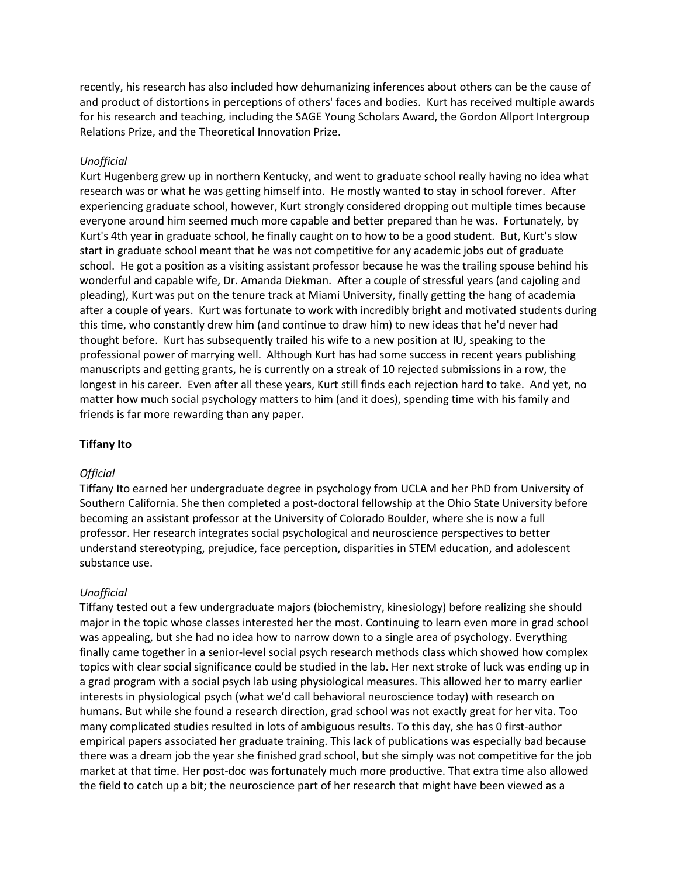recently, his research has also included how dehumanizing inferences about others can be the cause of and product of distortions in perceptions of others' faces and bodies. Kurt has received multiple awards for his research and teaching, including the SAGE Young Scholars Award, the Gordon Allport Intergroup Relations Prize, and the Theoretical Innovation Prize.

*Unofficial*

Kurt Hugenberg grew up in northern Kentucky, and went to graduate school really having no idea what research was or what he was getting himself into. He mostly wanted to stay in school forever. After experiencing graduate school, however, Kurt strongly considered dropping out multiple times because everyone around him seemed much more capable and better prepared than he was. Fortunately, by Kurt's 4th year in graduate school, he finally caught on to how to be a good student. But, Kurt's slow start in graduate school meant that he was not competitive for any academic jobs out of graduate school. He got a position as a visiting assistant professor because he was the trailing spouse behind his wonderful and capable wife, Dr. Amanda Diekman. After a couple of stressful years (and cajoling and pleading), Kurt was put on the tenure track at Miami University, finally getting the hang of academia after a couple of years. Kurt was fortunate to work with incredibly bright and motivated students during this time, who constantly drew him (and continue to draw him) to new ideas that he'd never had thought before. Kurt has subsequently trailed his wife to a new position at IU, speaking to the professional power of marrying well. Although Kurt has had some success in recent years publishing manuscripts and getting grants, he is currently on a streak of 10 rejected submissions in a row, the longest in his career. Even after all these years, Kurt still finds each rejection hard to take. And yet, no matter how much social psychology matters to him (and it does), spending time with his family and friends is far more rewarding than any paper.

**Tiffany Ito**

*Official*

Tiffany Ito earned her undergraduate degree in psychology from UCLA and her PhD from University of Southern California. She then completed a post-doctoral fellowship at the Ohio State University before becoming an assistant professor at the University of Colorado Boulder, where she is now a full professor. Her research integrates social psychological and neuroscience perspectives to better understand stereotyping, prejudice, face perception, disparities in STEM education, and adolescent substance use.

*Unofficial*

Tiffany tested out a few undergraduate majors (biochemistry, kinesiology) before realizing she should major in the topic whose classes interested her the most. Continuing to learn even more in grad school was appealing, but she had no idea how to narrow down to a single area of psychology. Everything finally came together in a senior-level social psych research methods class which showed how complex topics with clear social significance could be studied in the lab. Her next stroke of luck was ending up in a grad program with a social psych lab using physiological measures. This allowed her to marry earlier interests in physiological psych (what we'd call behavioral neuroscience today) with research on humans. But while she found a research direction, grad school was not exactly great for her vita. Too many complicated studies resulted in lots of ambiguous results. To this day, she has 0 first-author empirical papers associated her graduate training. This lack of publications was especially bad because there was a dream job the year she finished grad school, but she simply was not competitive for the job market at that time. Her post-doc was fortunately much more productive. That extra time also allowed the field to catch up a bit; the neuroscience part of her research that might have been viewed as a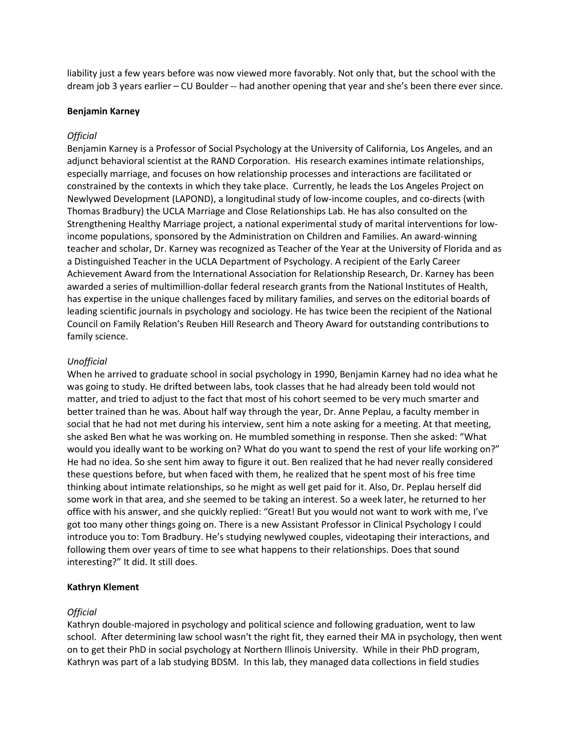liability just a few years before was now viewed more favorably. Not only that, but the school with the dream job 3 years earlier – CU Boulder -- had another opening that year and she's been there ever since.

**Benjamin Karney**

*Official*

Benjamin Karney is a Professor of Social Psychology at the University of California, Los Angeles, and an adjunct behavioral scientist at the RAND Corporation. His research examines intimate relationships, especially marriage, and focuses on how relationship processes and interactions are facilitated or constrained by the contexts in which they take place. Currently, he leads the Los Angeles Project on Newlywed Development (LAPOND), a longitudinal study of low-income couples, and co-directs (with Thomas Bradbury) the UCLA Marriage and Close Relationships Lab. He has also consulted on the Strengthening Healthy Marriage project, a national experimental study of marital interventions for low-income populations, sponsored by the Administration on Children and Families. An award-winning teacher and scholar, Dr. Karney was recognized as Teacher of the Year at the University of Florida and as a Distinguished Teacher in the UCLA Department of Psychology. A recipient of the Early Career Achievement Award from the International Association for Relationship Research, Dr. Karney has been awarded a series of multimillion-dollar federal research grants from the National Institutes of Health, has expertise in the unique challenges faced by military families, and serves on the editorial boards of leading scientific journals in psychology and sociology. He has twice been the recipient of the National Council on Family Relation's Reuben Hill Research and Theory Award for outstanding contributions to family science.

*Unofficial*

When he arrived to graduate school in social psychology in 1990, Benjamin Karney had no idea what he was going to study. He drifted between labs, took classes that he had already been told would not matter, and tried to adjust to the fact that most of his cohort seemed to be very much smarter and better trained than he was. About half way through the year, Dr. Anne Peplau, a faculty member in social that he had not met during his interview, sent him a note asking for a meeting. At that meeting, she asked Ben what he was working on. He mumbled something in response. Then she asked: "What would you ideally want to be working on? What do you want to spend the rest of your life working on?" He had no idea. So she sent him away to figure it out. Ben realized that he had never really considered these questions before, but when faced with them, he realized that he spent most of his free time thinking about intimate relationships, so he might as well get paid for it. Also, Dr. Peplau herself did some work in that area, and she seemed to be taking an interest. So a week later, he returned to her office with his answer, and she quickly replied: "Great! But you would not want to work with me, I've got too many other things going on. There is a new Assistant Professor in Clinical Psychology I could introduce you to: Tom Bradbury. He's studying newlywed couples, videotaping their interactions, and following them over years of time to see what happens to their relationships. Does that sound interesting?" It did. It still does.

**Kathryn Klement**

*Official*

Kathryn double-majored in psychology and political science and following graduation, went to law school. After determining law school wasn't the right fit, they earned their MA in psychology, then went on to get their PhD in social psychology at Northern Illinois University. While in their PhD program, Kathryn was part of a lab studying BDSM. In this lab, they managed data collections in field studies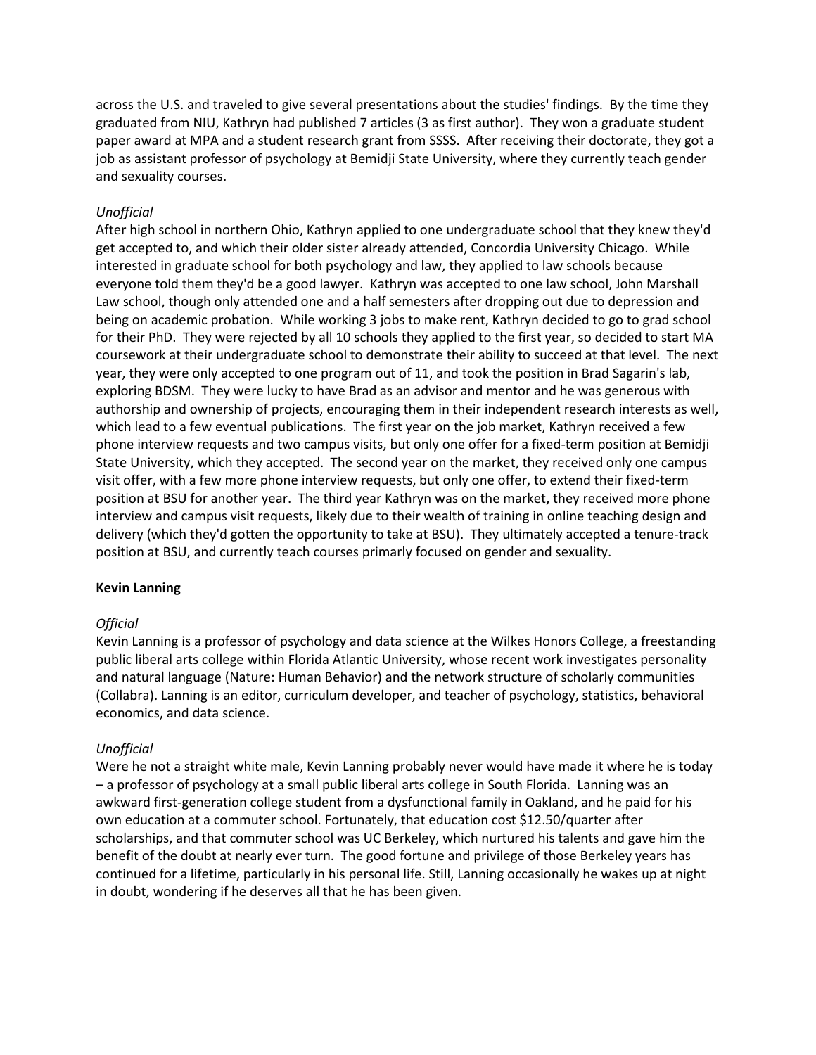across the U.S. and traveled to give several presentations about the studies' findings. By the time they graduated from NIU, Kathryn had published 7 articles (3 as first author). They won a graduate student paper award at MPA and a student research grant from SSSS. After receiving their doctorate, they got a job as assistant professor of psychology at Bemidji State University, where they currently teach gender and sexuality courses.

*Unofficial*

After high school in northern Ohio, Kathryn applied to one undergraduate school that they knew they'd get accepted to, and which their older sister already attended, Concordia University Chicago. While interested in graduate school for both psychology and law, they applied to law schools because everyone told them they'd be a good lawyer. Kathryn was accepted to one law school, John Marshall Law school, though only attended one and a half semesters after dropping out due to depression and being on academic probation. While working 3 jobs to make rent, Kathryn decided to go to grad school for their PhD. They were rejected by all 10 schools they applied to the first year, so decided to start MA coursework at their undergraduate school to demonstrate their ability to succeed at that level. The next year, they were only accepted to one program out of 11, and took the position in Brad Sagarin's lab, exploring BDSM. They were lucky to have Brad as an advisor and mentor and he was generous with authorship and ownership of projects, encouraging them in their independent research interests as well, which lead to a few eventual publications. The first year on the job market, Kathryn received a few phone interview requests and two campus visits, but only one offer for a fixed-term position at Bemidji State University, which they accepted. The second year on the market, they received only one campus visit offer, with a few more phone interview requests, but only one offer, to extend their fixed-term position at BSU for another year. The third year Kathryn was on the market, they received more phone interview and campus visit requests, likely due to their wealth of training in online teaching design and delivery (which they'd gotten the opportunity to take at BSU). They ultimately accepted a tenure-track position at BSU, and currently teach courses primarily focused on gender and sexuality.

**Kevin Lanning**

*Official*

Kevin Lanning is a professor of psychology and data science at the Wilkes Honors College, a freestanding public liberal arts college within Florida Atlantic University, whose recent work investigates personality and natural language (Nature: Human Behavior) and the network structure of scholarly communities (Collabra). Lanning is an editor, curriculum developer, and teacher of psychology, statistics, behavioral economics, and data science.

*Unofficial*

Were he not a straight white male, Kevin Lanning probably never would have made it where he is today – a professor of psychology at a small public liberal arts college in South Florida. Lanning was an awkward first-generation college student from a dysfunctional family in Oakland, and he paid for his own education at a commuter school. Fortunately, that education cost $12.50/quarter after scholarships, and that commuter school was UC Berkeley, which nurtured his talents and gave him the benefit of the doubt at nearly ever turn. The good fortune and privilege of those Berkeley years has continued for a lifetime, particularly in his personal life. Still, Lanning occasionally he wakes up at night in doubt, wondering if he deserves all that he has been given.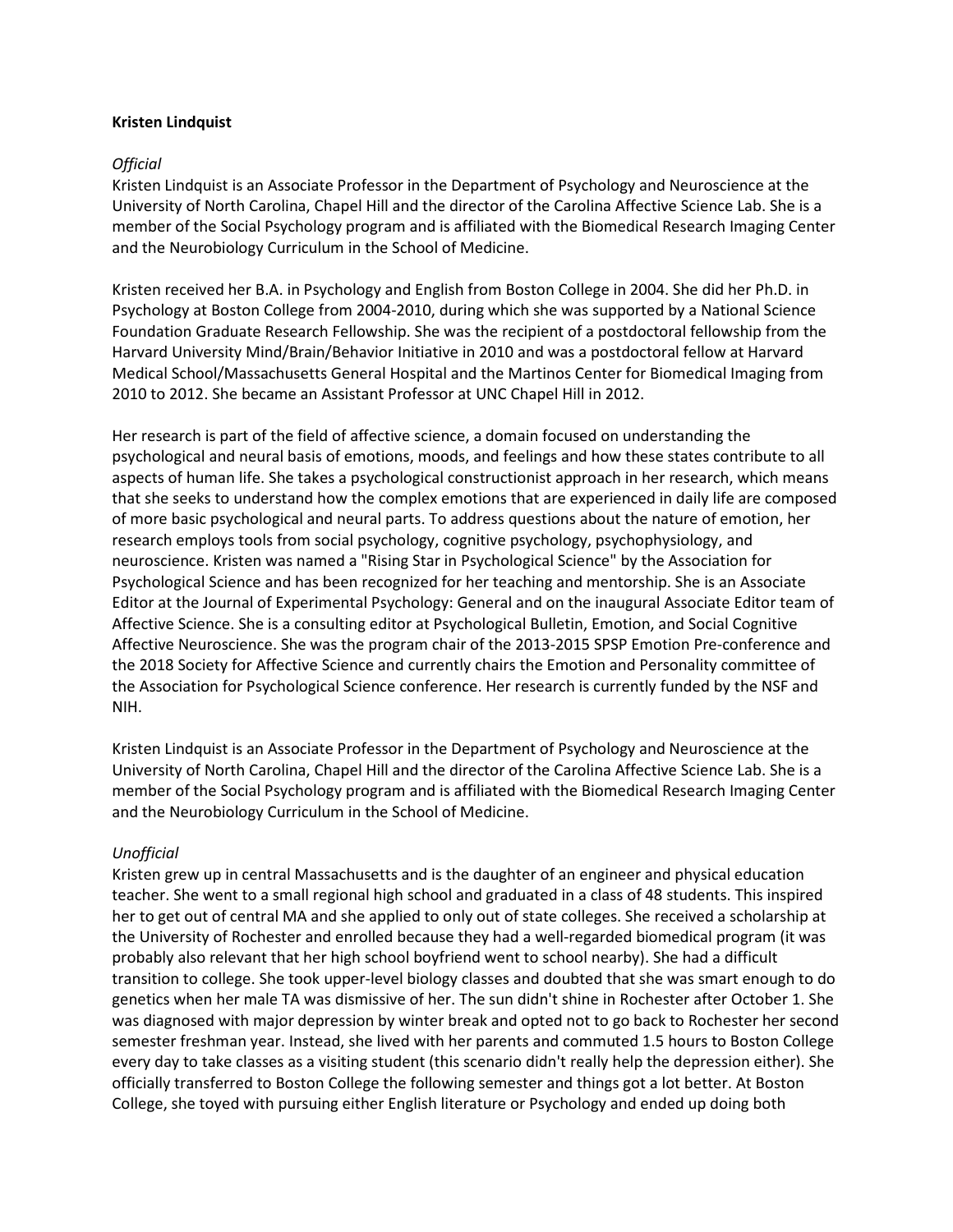**Kristen Lindquist**

*Official*

Kristen Lindquist is an Associate Professor in the Department of Psychology and Neuroscience at the University of North Carolina, Chapel Hill and the director of the Carolina Affective Science Lab. She is a member of the Social Psychology program and is affiliated with the Biomedical Research Imaging Center and the Neurobiology Curriculum in the School of Medicine.

Kristen received her B.A. in Psychology and English from Boston College in 2004. She did her Ph.D. in Psychology at Boston College from 2004-2010, during which she was supported by a National Science Foundation Graduate Research Fellowship. She was the recipient of a postdoctoral fellowship from the Harvard University Mind/Brain/Behavior Initiative in 2010 and was a postdoctoral fellow at Harvard Medical School/Massachusetts General Hospital and the Martinos Center for Biomedical Imaging from 2010 to 2012. She became an Assistant Professor at UNC Chapel Hill in 2012.

Her research is part of the field of affective science, a domain focused on understanding the psychological and neural basis of emotions, moods, and feelings and how these states contribute to all aspects of human life. She takes a psychological constructionist approach in her research, which means that she seeks to understand how the complex emotions that are experienced in daily life are composed of more basic psychological and neural parts. To address questions about the nature of emotion, her research employs tools from social psychology, cognitive psychology, psychophysiology, and neuroscience. Kristen was named a "Rising Star in Psychological Science" by the Association for Psychological Science and has been recognized for her teaching and mentorship. She is an Associate Editor at the Journal of Experimental Psychology: General and on the inaugural Associate Editor team of Affective Science. She is a consulting editor at Psychological Bulletin, Emotion, and Social Cognitive Affective Neuroscience. She was the program chair of the 2013-2015 SPSP Emotion Pre-conference and the 2018 Society for Affective Science and currently chairs the Emotion and Personality committee of the Association for Psychological Science conference. Her research is currently funded by the NSF and NIH.

Kristen Lindquist is an Associate Professor in the Department of Psychology and Neuroscience at the University of North Carolina, Chapel Hill and the director of the Carolina Affective Science Lab. She is a member of the Social Psychology program and is affiliated with the Biomedical Research Imaging Center and the Neurobiology Curriculum in the School of Medicine.

*Unofficial*

Kristen grew up in central Massachusetts and is the daughter of an engineer and physical education teacher. She went to a small regional high school and graduated in a class of 48 students. This inspired her to get out of central MA and she applied to only out of state colleges. She received a scholarship at the University of Rochester and enrolled because they had a well-regarded biomedical program (it was probably also relevant that her high school boyfriend went to school nearby). She had a difficult transition to college. She took upper-level biology classes and doubted that she was smart enough to do genetics when her male TA was dismissive of her. The sun didn't shine in Rochester after October 1. She was diagnosed with major depression by winter break and opted not to go back to Rochester her second semester freshman year. Instead, she lived with her parents and commuted 1.5 hours to Boston College every day to take classes as a visiting student (this scenario didn't really help the depression either). She officially transferred to Boston College the following semester and things got a lot better. At Boston College, she toyed with pursuing either English literature or Psychology and ended up doing both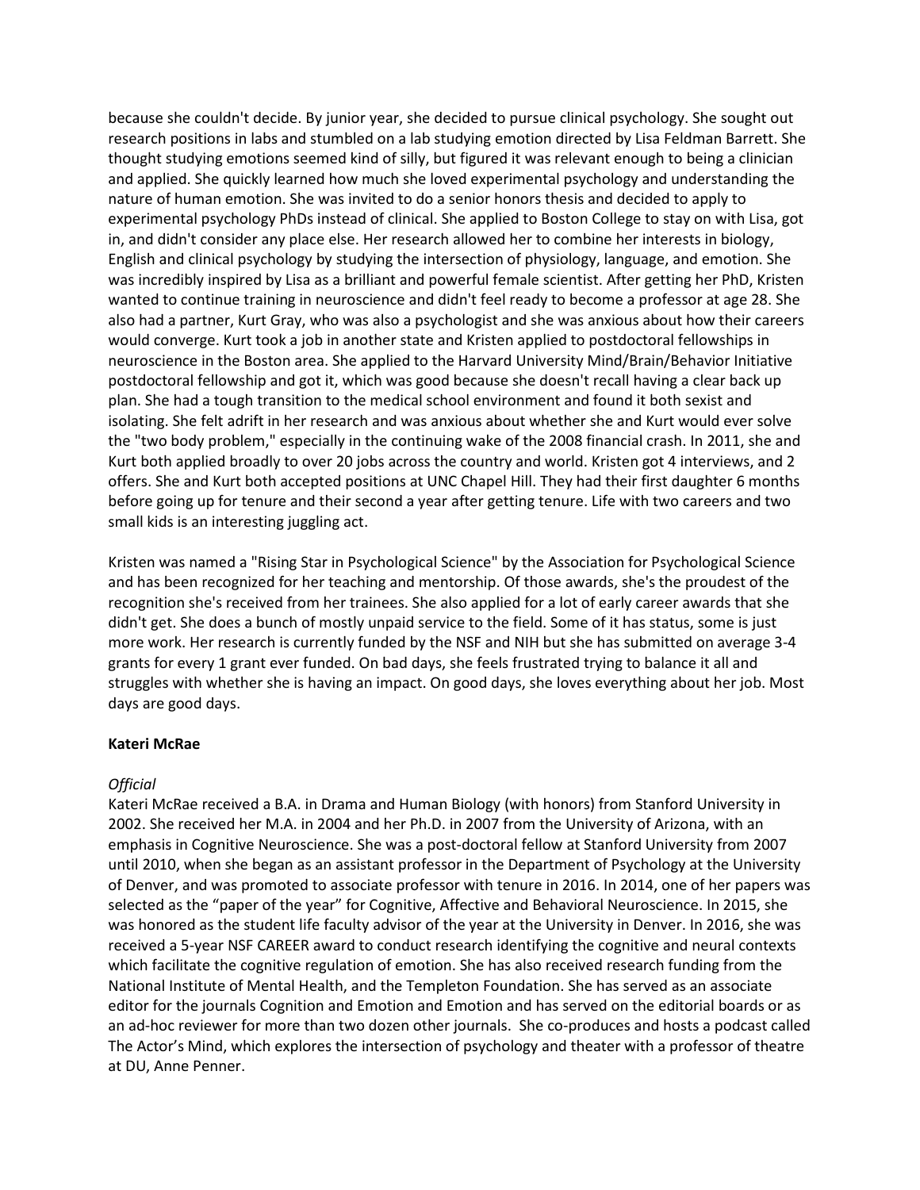because she couldn't decide. By junior year, she decided to pursue clinical psychology. She sought out research positions in labs and stumbled on a lab studying emotion directed by Lisa Feldman Barrett. She thought studying emotions seemed kind of silly, but figured it was relevant enough to being a clinician and applied. She quickly learned how much she loved experimental psychology and understanding the nature of human emotion. She was invited to do a senior honors thesis and decided to apply to experimental psychology PhDs instead of clinical. She applied to Boston College to stay on with Lisa, got in, and didn't consider any place else. Her research allowed her to combine her interests in biology, English and clinical psychology by studying the intersection of physiology, language, and emotion. She was incredibly inspired by Lisa as a brilliant and powerful female scientist. After getting her PhD, Kristen wanted to continue training in neuroscience and didn't feel ready to become a professor at age 28. She also had a partner, Kurt Gray, who was also a psychologist and she was anxious about how their careers would converge. Kurt took a job in another state and Kristen applied to postdoctoral fellowships in neuroscience in the Boston area. She applied to the Harvard University Mind/Brain/Behavior Initiative postdoctoral fellowship and got it, which was good because she doesn't recall having a clear back up plan. She had a tough transition to the medical school environment and found it both sexist and isolating. She felt adrift in her research and was anxious about whether she and Kurt would ever solve the "two body problem," especially in the continuing wake of the 2008 financial crash. In 2011, she and Kurt both applied broadly to over 20 jobs across the country and world. Kristen got 4 interviews, and 2 offers. She and Kurt both accepted positions at UNC Chapel Hill. They had their first daughter 6 months before going up for tenure and their second a year after getting tenure. Life with two careers and two small kids is an interesting juggling act.

Kristen was named a "Rising Star in Psychological Science" by the Association for Psychological Science and has been recognized for her teaching and mentorship. Of those awards, she's the proudest of the recognition she's received from her trainees. She also applied for a lot of early career awards that she didn't get. She does a bunch of mostly unpaid service to the field. Some of it has status, some is just more work. Her research is currently funded by the NSF and NIH but she has submitted on average 3-4 grants for every 1 grant ever funded. On bad days, she feels frustrated trying to balance it all and struggles with whether she is having an impact. On good days, she loves everything about her job. Most days are good days.

**Kateri McRae**

*Official*

Kateri McRae received a B.A. in Drama and Human Biology (with honors) from Stanford University in 2002. She received her M.A. in 2004 and her Ph.D. in 2007 from the University of Arizona, with an emphasis in Cognitive Neuroscience. She was a post-doctoral fellow at Stanford University from 2007 until 2010, when she began as an assistant professor in the Department of Psychology at the University of Denver, and was promoted to associate professor with tenure in 2016. In 2014, one of her papers was selected as the "paper of the year" for Cognitive, Affective and Behavioral Neuroscience. In 2015, she was honored as the student life faculty advisor of the year at the University in Denver. In 2016, she was received a 5-year NSF CAREER award to conduct research identifying the cognitive and neural contexts which facilitate the cognitive regulation of emotion. She has also received research funding from the National Institute of Mental Health, and the Templeton Foundation. She has served as an associate editor for the journals Cognition and Emotion and Emotion and has served on the editorial boards or as an ad-hoc reviewer for more than two dozen other journals. She co-produces and hosts a podcast called The Actor's Mind, which explores the intersection of psychology and theater with a professor of theatre at DU, Anne Penner.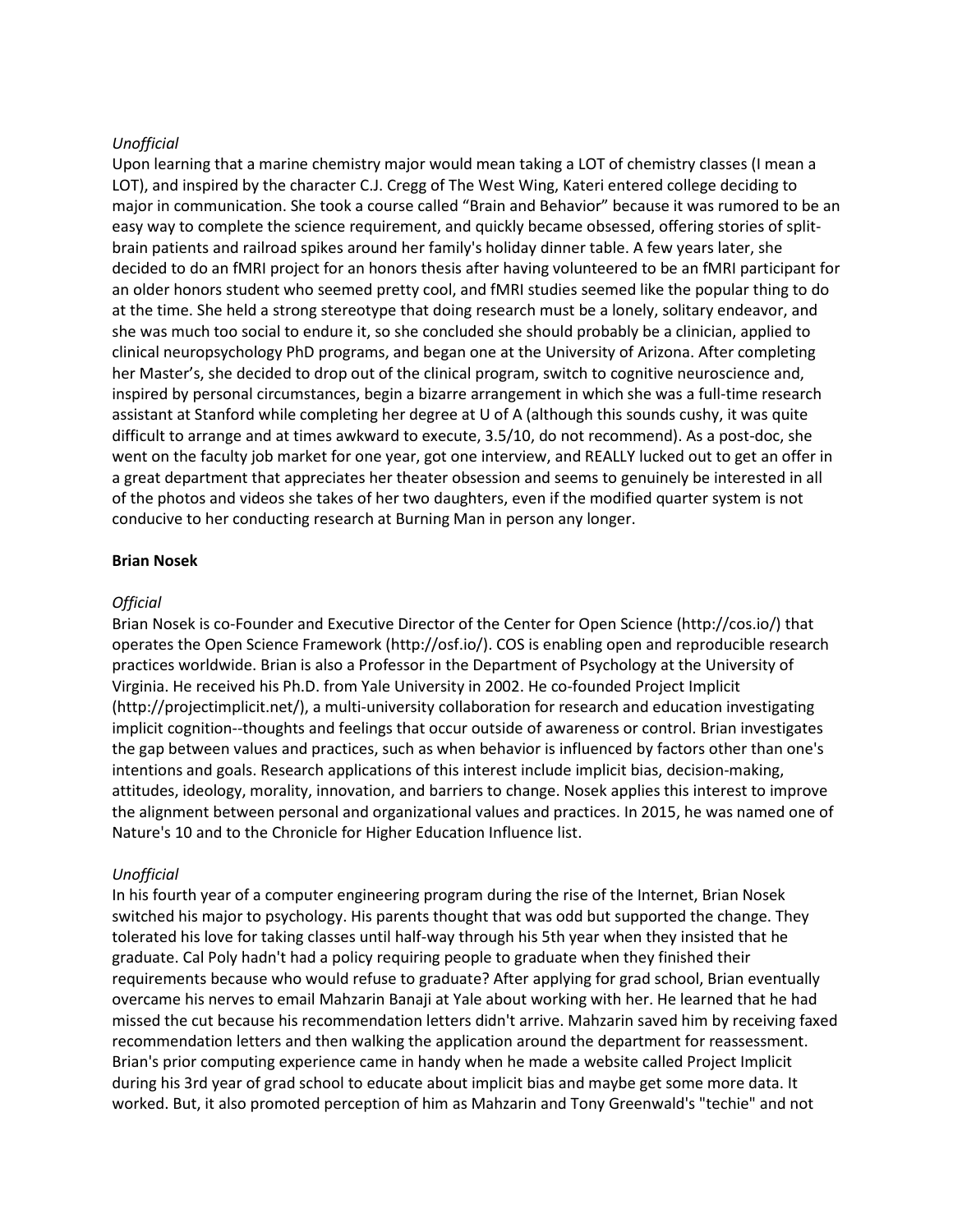*Unofficial*

Upon learning that a marine chemistry major would mean taking a LOT of chemistry classes (I mean a LOT), and inspired by the character C.J. Cregg of The West Wing, Kateri entered college deciding to major in communication. She took a course called "Brain and Behavior" because it was rumored to be an easy way to complete the science requirement, and quickly became obsessed, offering stories of split-brain patients and railroad spikes around her family's holiday dinner table. A few years later, she decided to do an fMRI project for an honors thesis after having volunteered to be an fMRI participant for an older honors student who seemed pretty cool, and fMRI studies seemed like the popular thing to do at the time. She held a strong stereotype that doing research must be a lonely, solitary endeavor, and she was much too social to endure it, so she concluded she should probably be a clinician, applied to clinical neuropsychology PhD programs, and began one at the University of Arizona. After completing her Master's, she decided to drop out of the clinical program, switch to cognitive neuroscience and, inspired by personal circumstances, begin a bizarre arrangement in which she was a full-time research assistant at Stanford while completing her degree at U of A (although this sounds cushy, it was quite difficult to arrange and at times awkward to execute, 3.5/10, do not recommend). As a post-doc, she went on the faculty job market for one year, got one interview, and REALLY lucked out to get an offer in a great department that appreciates her theater obsession and seems to genuinely be interested in all of the photos and videos she takes of her two daughters, even if the modified quarter system is not conducive to her conducting research at Burning Man in person any longer.

**Brian Nosek**

*Official*

Brian Nosek is co-Founder and Executive Director of the Center for Open Science (http://cos.io/) that operates the Open Science Framework (http://osf.io/). COS is enabling open and reproducible research practices worldwide. Brian is also a Professor in the Department of Psychology at the University of Virginia. He received his Ph.D. from Yale University in 2002. He co-founded Project Implicit (http://projectimplicit.net/), a multi-university collaboration for research and education investigating implicit cognition--thoughts and feelings that occur outside of awareness or control. Brian investigates the gap between values and practices, such as when behavior is influenced by factors other than one's intentions and goals. Research applications of this interest include implicit bias, decision-making, attitudes, ideology, morality, innovation, and barriers to change. Nosek applies this interest to improve the alignment between personal and organizational values and practices. In 2015, he was named one of Nature's 10 and to the Chronicle for Higher Education Influence list.

*Unofficial*

In his fourth year of a computer engineering program during the rise of the Internet, Brian Nosek switched his major to psychology. His parents thought that was odd but supported the change. They tolerated his love for taking classes until half-way through his 5th year when they insisted that he graduate. Cal Poly hadn't had a policy requiring people to graduate when they finished their requirements because who would refuse to graduate? After applying for grad school, Brian eventually overcame his nerves to email Mahzarin Banaji at Yale about working with her. He learned that he had missed the cut because his recommendation letters didn't arrive. Mahzarin saved him by receiving faxed recommendation letters and then walking the application around the department for reassessment. Brian's prior computing experience came in handy when he made a website called Project Implicit during his 3rd year of grad school to educate about implicit bias and maybe get some more data. It worked. But, it also promoted perception of him as Mahzarin and Tony Greenwald's "techie" and not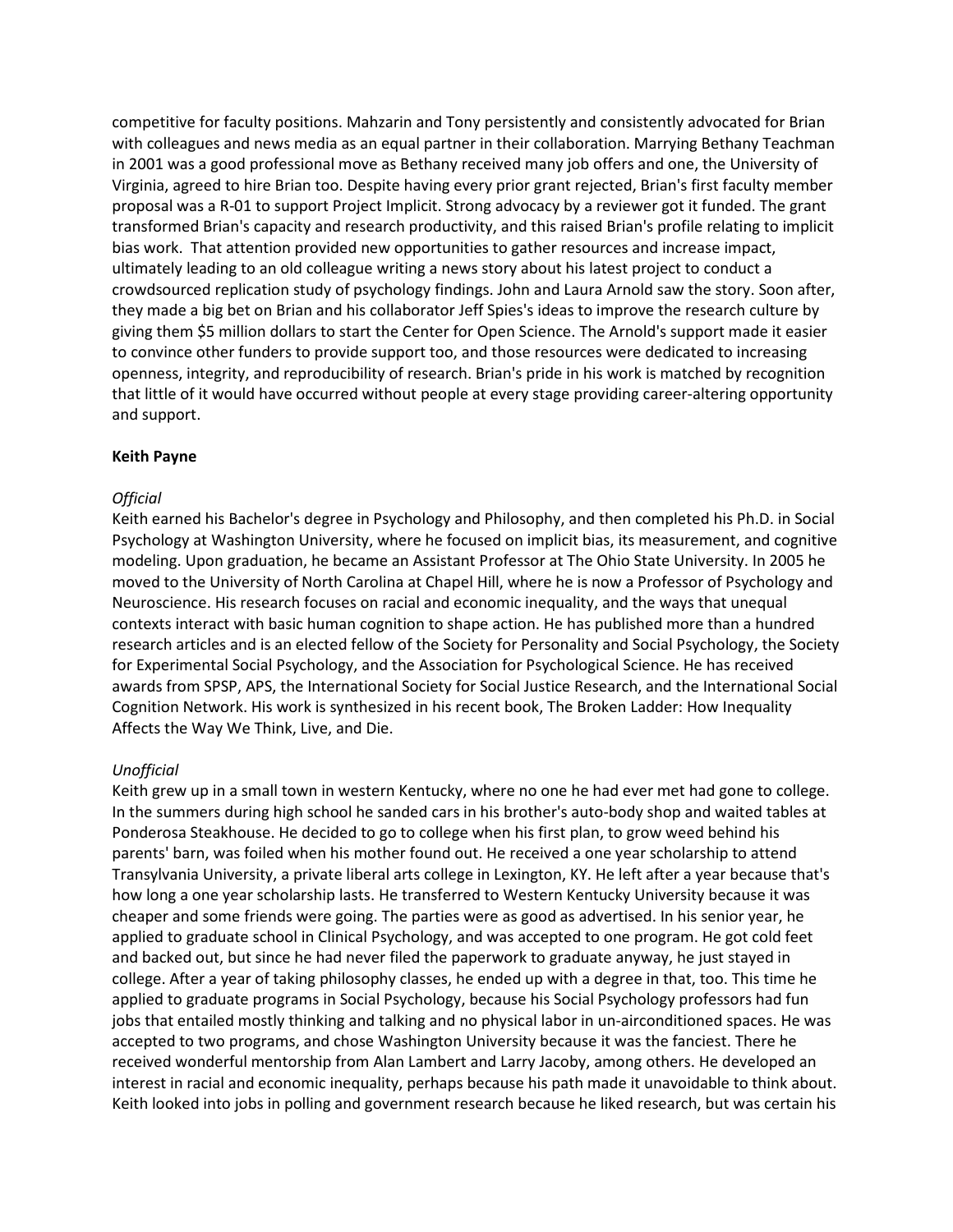competitive for faculty positions. Mahzarin and Tony persistently and consistently advocated for Brian with colleagues and news media as an equal partner in their collaboration. Marrying Bethany Teachman in 2001 was a good professional move as Bethany received many job offers and one, the University of Virginia, agreed to hire Brian too. Despite having every prior grant rejected, Brian's first faculty member proposal was a R-01 to support Project Implicit. Strong advocacy by a reviewer got it funded. The grant transformed Brian's capacity and research productivity, and this raised Brian's profile relating to implicit bias work. That attention provided new opportunities to gather resources and increase impact, ultimately leading to an old colleague writing a news story about his latest project to conduct a crowdsourced replication study of psychology findings. John and Laura Arnold saw the story. Soon after, they made a big bet on Brian and his collaborator Jeff Spies's ideas to improve the research culture by giving them $5 million dollars to start the Center for Open Science. The Arnold's support made it easier to convince other funders to provide support too, and those resources were dedicated to increasing openness, integrity, and reproducibility of research. Brian's pride in his work is matched by recognition that little of it would have occurred without people at every stage providing career-altering opportunity and support.

**Keith Payne**

*Official*

Keith earned his Bachelor's degree in Psychology and Philosophy, and then completed his Ph.D. in Social Psychology at Washington University, where he focused on implicit bias, its measurement, and cognitive modeling. Upon graduation, he became an Assistant Professor at The Ohio State University. In 2005 he moved to the University of North Carolina at Chapel Hill, where he is now a Professor of Psychology and Neuroscience. His research focuses on racial and economic inequality, and the ways that unequal contexts interact with basic human cognition to shape action. He has published more than a hundred research articles and is an elected fellow of the Society for Personality and Social Psychology, the Society for Experimental Social Psychology, and the Association for Psychological Science. He has received awards from SPSP, APS, the International Society for Social Justice Research, and the International Social Cognition Network. His work is synthesized in his recent book, The Broken Ladder: How Inequality Affects the Way We Think, Live, and Die.

*Unofficial*

Keith grew up in a small town in western Kentucky, where no one he had ever met had gone to college. In the summers during high school he sanded cars in his brother's auto-body shop and waited tables at Ponderosa Steakhouse. He decided to go to college when his first plan, to grow weed behind his parents' barn, was foiled when his mother found out. He received a one year scholarship to attend Transylvania University, a private liberal arts college in Lexington, KY. He left after a year because that's how long a one year scholarship lasts. He transferred to Western Kentucky University because it was cheaper and some friends were going. The parties were as good as advertised. In his senior year, he applied to graduate school in Clinical Psychology, and was accepted to one program. He got cold feet and backed out, but since he had never filed the paperwork to graduate anyway, he just stayed in college. After a year of taking philosophy classes, he ended up with a degree in that, too. This time he applied to graduate programs in Social Psychology, because his Social Psychology professors had fun jobs that entailed mostly thinking and talking and no physical labor in un-airconditioned spaces. He was accepted to two programs, and chose Washington University because it was the fanciest. There he received wonderful mentorship from Alan Lambert and Larry Jacoby, among others. He developed an interest in racial and economic inequality, perhaps because his path made it unavoidable to think about. Keith looked into jobs in polling and government research because he liked research, but was certain his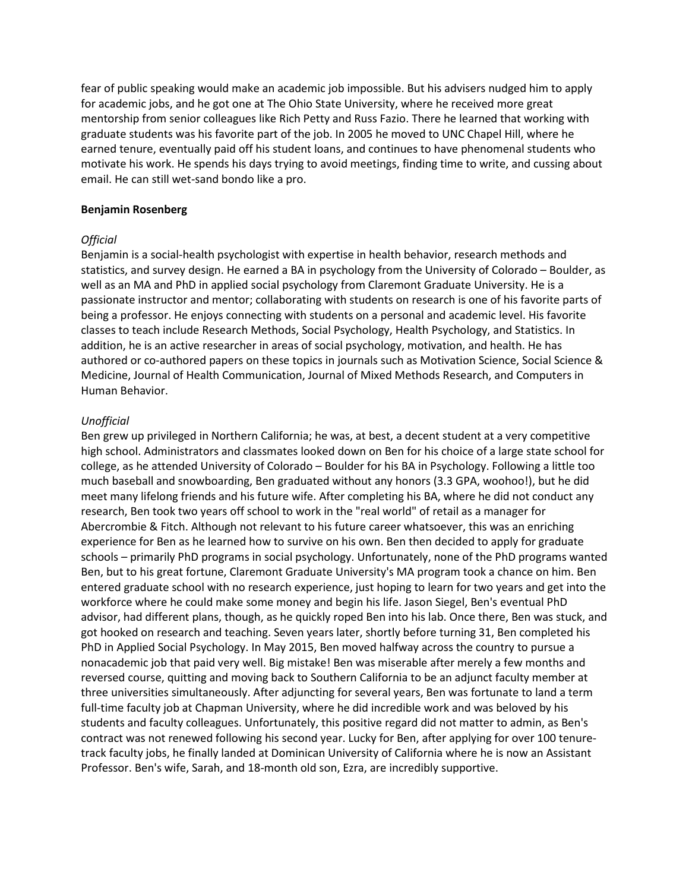fear of public speaking would make an academic job impossible. But his advisers nudged him to apply for academic jobs, and he got one at The Ohio State University, where he received more great mentorship from senior colleagues like Rich Petty and Russ Fazio. There he learned that working with graduate students was his favorite part of the job. In 2005 he moved to UNC Chapel Hill, where he earned tenure, eventually paid off his student loans, and continues to have phenomenal students who motivate his work. He spends his days trying to avoid meetings, finding time to write, and cussing about email. He can still wet-sand bondo like a pro.

**Benjamin Rosenberg**

*Official*

Benjamin is a social-health psychologist with expertise in health behavior, research methods and statistics, and survey design. He earned a BA in psychology from the University of Colorado – Boulder, as well as an MA and PhD in applied social psychology from Claremont Graduate University. He is a passionate instructor and mentor; collaborating with students on research is one of his favorite parts of being a professor. He enjoys connecting with students on a personal and academic level. His favorite classes to teach include Research Methods, Social Psychology, Health Psychology, and Statistics. In addition, he is an active researcher in areas of social psychology, motivation, and health. He has authored or co-authored papers on these topics in journals such as Motivation Science, Social Science & Medicine, Journal of Health Communication, Journal of Mixed Methods Research, and Computers in Human Behavior.

*Unofficial*

Ben grew up privileged in Northern California; he was, at best, a decent student at a very competitive high school. Administrators and classmates looked down on Ben for his choice of a large state school for college, as he attended University of Colorado – Boulder for his BA in Psychology. Following a little too much baseball and snowboarding, Ben graduated without any honors (3.3 GPA, woohoo!), but he did meet many lifelong friends and his future wife. After completing his BA, where he did not conduct any research, Ben took two years off school to work in the "real world" of retail as a manager for Abercrombie & Fitch. Although not relevant to his future career whatsoever, this was an enriching experience for Ben as he learned how to survive on his own. Ben then decided to apply for graduate schools – primarily PhD programs in social psychology. Unfortunately, none of the PhD programs wanted Ben, but to his great fortune, Claremont Graduate University's MA program took a chance on him. Ben entered graduate school with no research experience, just hoping to learn for two years and get into the workforce where he could make some money and begin his life. Jason Siegel, Ben's eventual PhD advisor, had different plans, though, as he quickly roped Ben into his lab. Once there, Ben was stuck, and got hooked on research and teaching. Seven years later, shortly before turning 31, Ben completed his PhD in Applied Social Psychology. In May 2015, Ben moved halfway across the country to pursue a nonacademic job that paid very well. Big mistake! Ben was miserable after merely a few months and reversed course, quitting and moving back to Southern California to be an adjunct faculty member at three universities simultaneously. After adjuncting for several years, Ben was fortunate to land a term full-time faculty job at Chapman University, where he did incredible work and was beloved by his students and faculty colleagues. Unfortunately, this positive regard did not matter to admin, as Ben's contract was not renewed following his second year. Lucky for Ben, after applying for over 100 tenure-track faculty jobs, he finally landed at Dominican University of California where he is now an Assistant Professor. Ben's wife, Sarah, and 18-month old son, Ezra, are incredibly supportive.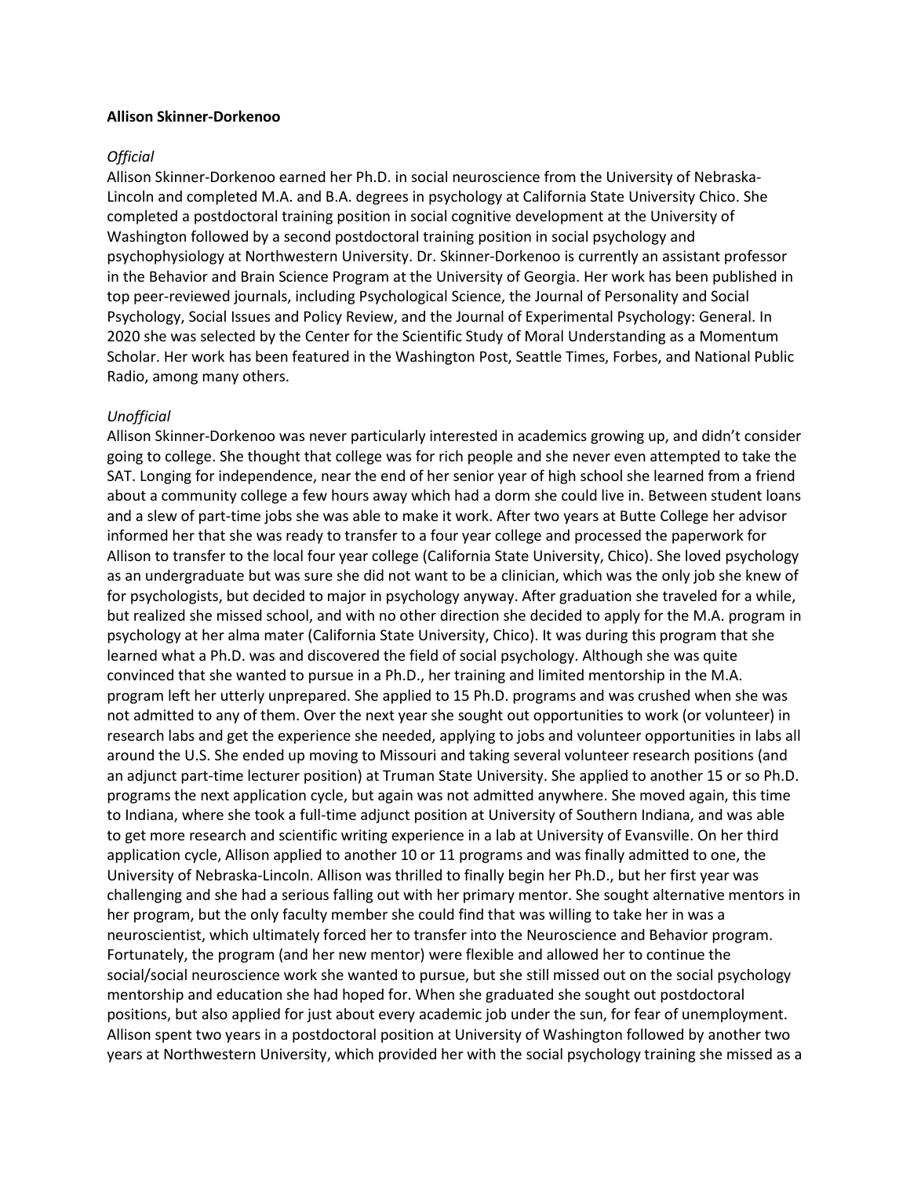**Allison Skinner-Dorkenoo**

*Official*

Allison Skinner-Dorkenoo earned her Ph.D. in social neuroscience from the University of Nebraska-Lincoln and completed M.A. and B.A. degrees in psychology at California State University Chico. She completed a postdoctoral training position in social cognitive development at the University of Washington followed by a second postdoctoral training position in social psychology and psychophysiology at Northwestern University. Dr. Skinner-Dorkenoo is currently an assistant professor in the Behavior and Brain Science Program at the University of Georgia. Her work has been published in top peer-reviewed journals, including Psychological Science, the Journal of Personality and Social Psychology, Social Issues and Policy Review, and the Journal of Experimental Psychology: General. In 2020 she was selected by the Center for the Scientific Study of Moral Understanding as a Momentum Scholar. Her work has been featured in the Washington Post, Seattle Times, Forbes, and National Public Radio, among many others.

*Unofficial*

Allison Skinner-Dorkenoo was never particularly interested in academics growing up, and didn't consider going to college. She thought that college was for rich people and she never even attempted to take the SAT. Longing for independence, near the end of her senior year of high school she learned from a friend about a community college a few hours away which had a dorm she could live in. Between student loans and a slew of part-time jobs she was able to make it work. After two years at Butte College her advisor informed her that she was ready to transfer to a four year college and processed the paperwork for Allison to transfer to the local four year college (California State University, Chico). She loved psychology as an undergraduate but was sure she did not want to be a clinician, which was the only job she knew of for psychologists, but decided to major in psychology anyway. After graduation she traveled for a while, but realized she missed school, and with no other direction she decided to apply for the M.A. program in psychology at her alma mater (California State University, Chico). It was during this program that she learned what a Ph.D. was and discovered the field of social psychology. Although she was quite convinced that she wanted to pursue in a Ph.D., her training and limited mentorship in the M.A. program left her utterly unprepared. She applied to 15 Ph.D. programs and was crushed when she was not admitted to any of them. Over the next year she sought out opportunities to work (or volunteer) in research labs and get the experience she needed, applying to jobs and volunteer opportunities in labs all around the U.S. She ended up moving to Missouri and taking several volunteer research positions (and an adjunct part-time lecturer position) at Truman State University. She applied to another 15 or so Ph.D. programs the next application cycle, but again was not admitted anywhere. She moved again, this time to Indiana, where she took a full-time adjunct position at University of Southern Indiana, and was able to get more research and scientific writing experience in a lab at University of Evansville. On her third application cycle, Allison applied to another 10 or 11 programs and was finally admitted to one, the University of Nebraska-Lincoln. Allison was thrilled to finally begin her Ph.D., but her first year was challenging and she had a serious falling out with her primary mentor. She sought alternative mentors in her program, but the only faculty member she could find that was willing to take her in was a neuroscientist, which ultimately forced her to transfer into the Neuroscience and Behavior program. Fortunately, the program (and her new mentor) were flexible and allowed her to continue the social/social neuroscience work she wanted to pursue, but she still missed out on the social psychology mentorship and education she had hoped for. When she graduated she sought out postdoctoral positions, but also applied for just about every academic job under the sun, for fear of unemployment. Allison spent two years in a postdoctoral position at University of Washington followed by another two years at Northwestern University, which provided her with the social psychology training she missed as a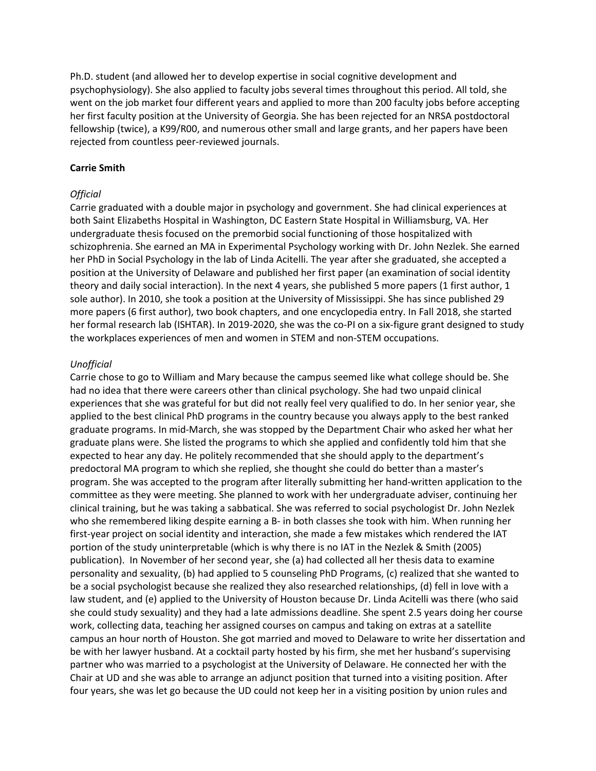Ph.D. student (and allowed her to develop expertise in social cognitive development and psychophysiology). She also applied to faculty jobs several times throughout this period. All told, she went on the job market four different years and applied to more than 200 faculty jobs before accepting her first faculty position at the University of Georgia. She has been rejected for an NRSA postdoctoral fellowship (twice), a K99/R00, and numerous other small and large grants, and her papers have been rejected from countless peer-reviewed journals.

**Carrie Smith**

*Official*

Carrie graduated with a double major in psychology and government. She had clinical experiences at both Saint Elizabeths Hospital in Washington, DC Eastern State Hospital in Williamsburg, VA. Her undergraduate thesis focused on the premorbid social functioning of those hospitalized with schizophrenia. She earned an MA in Experimental Psychology working with Dr. John Nezlek. She earned her PhD in Social Psychology in the lab of Linda Acitelli. The year after she graduated, she accepted a position at the University of Delaware and published her first paper (an examination of social identity theory and daily social interaction). In the next 4 years, she published 5 more papers (1 first author, 1 sole author). In 2010, she took a position at the University of Mississippi. She has since published 29 more papers (6 first author), two book chapters, and one encyclopedia entry. In Fall 2018, she started her formal research lab (ISHTAR). In 2019-2020, she was the co-PI on a six-figure grant designed to study the workplaces experiences of men and women in STEM and non-STEM occupations.

*Unofficial*

Carrie chose to go to William and Mary because the campus seemed like what college should be. She had no idea that there were careers other than clinical psychology. She had two unpaid clinical experiences that she was grateful for but did not really feel very qualified to do. In her senior year, she applied to the best clinical PhD programs in the country because you always apply to the best ranked graduate programs. In mid-March, she was stopped by the Department Chair who asked her what her graduate plans were. She listed the programs to which she applied and confidently told him that she expected to hear any day. He politely recommended that she should apply to the department's predoctoral MA program to which she replied, she thought she could do better than a master's program. She was accepted to the program after literally submitting her hand-written application to the committee as they were meeting. She planned to work with her undergraduate adviser, continuing her clinical training, but he was taking a sabbatical. She was referred to social psychologist Dr. John Nezlek who she remembered liking despite earning a B- in both classes she took with him. When running her first-year project on social identity and interaction, she made a few mistakes which rendered the IAT portion of the study uninterpretable (which is why there is no IAT in the Nezlek & Smith (2005) publication). In November of her second year, she (a) had collected all her thesis data to examine personality and sexuality, (b) had applied to 5 counseling PhD Programs, (c) realized that she wanted to be a social psychologist because she realized they also researched relationships, (d) fell in love with a law student, and (e) applied to the University of Houston because Dr. Linda Acitelli was there (who said she could study sexuality) and they had a late admissions deadline. She spent 2.5 years doing her course work, collecting data, teaching her assigned courses on campus and taking on extras at a satellite campus an hour north of Houston. She got married and moved to Delaware to write her dissertation and be with her lawyer husband. At a cocktail party hosted by his firm, she met her husband's supervising partner who was married to a psychologist at the University of Delaware. He connected her with the Chair at UD and she was able to arrange an adjunct position that turned into a visiting position. After four years, she was let go because the UD could not keep her in a visiting position by union rules and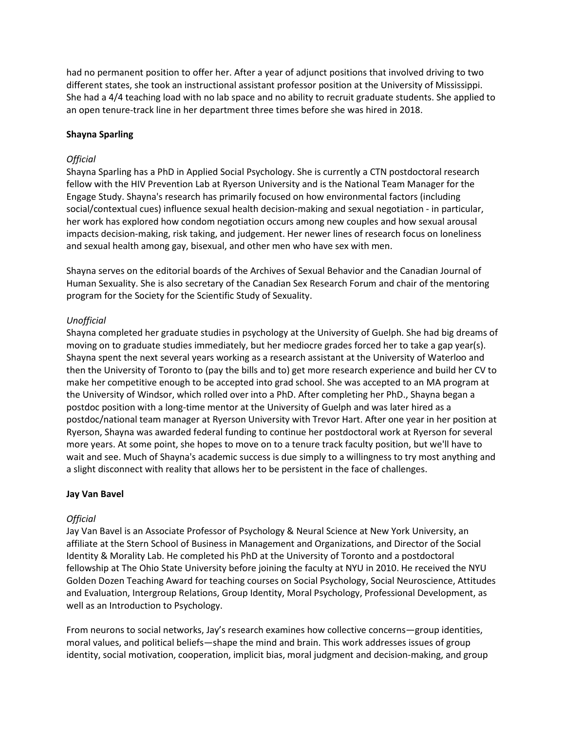had no permanent position to offer her. After a year of adjunct positions that involved driving to two different states, she took an instructional assistant professor position at the University of Mississippi. She had a 4/4 teaching load with no lab space and no ability to recruit graduate students. She applied to an open tenure-track line in her department three times before she was hired in 2018.

**Shayna Sparling**

*Official*

Shayna Sparling has a PhD in Applied Social Psychology. She is currently a CTN postdoctoral research fellow with the HIV Prevention Lab at Ryerson University and is the National Team Manager for the Engage Study. Shayna's research has primarily focused on how environmental factors (including social/contextual cues) influence sexual health decision-making and sexual negotiation - in particular, her work has explored how condom negotiation occurs among new couples and how sexual arousal impacts decision-making, risk taking, and judgement. Her newer lines of research focus on loneliness and sexual health among gay, bisexual, and other men who have sex with men.

Shayna serves on the editorial boards of the Archives of Sexual Behavior and the Canadian Journal of Human Sexuality. She is also secretary of the Canadian Sex Research Forum and chair of the mentoring program for the Society for the Scientific Study of Sexuality.

*Unofficial*

Shayna completed her graduate studies in psychology at the University of Guelph. She had big dreams of moving on to graduate studies immediately, but her mediocre grades forced her to take a gap year(s). Shayna spent the next several years working as a research assistant at the University of Waterloo and then the University of Toronto to (pay the bills and to) get more research experience and build her CV to make her competitive enough to be accepted into grad school. She was accepted to an MA program at the University of Windsor, which rolled over into a PhD. After completing her PhD., Shayna began a postdoc position with a long-time mentor at the University of Guelph and was later hired as a postdoc/national team manager at Ryerson University with Trevor Hart. After one year in her position at Ryerson, Shayna was awarded federal funding to continue her postdoctoral work at Ryerson for several more years. At some point, she hopes to move on to a tenure track faculty position, but we'll have to wait and see. Much of Shayna's academic success is due simply to a willingness to try most anything and a slight disconnect with reality that allows her to be persistent in the face of challenges.

**Jay Van Bavel**

*Official*

Jay Van Bavel is an Associate Professor of Psychology & Neural Science at New York University, an affiliate at the Stern School of Business in Management and Organizations, and Director of the Social Identity & Morality Lab. He completed his PhD at the University of Toronto and a postdoctoral fellowship at The Ohio State University before joining the faculty at NYU in 2010. He received the NYU Golden Dozen Teaching Award for teaching courses on Social Psychology, Social Neuroscience, Attitudes and Evaluation, Intergroup Relations, Group Identity, Moral Psychology, Professional Development, as well as an Introduction to Psychology.

From neurons to social networks, Jay's research examines how collective concerns—group identities, moral values, and political beliefs—shape the mind and brain. This work addresses issues of group identity, social motivation, cooperation, implicit bias, moral judgment and decision-making, and group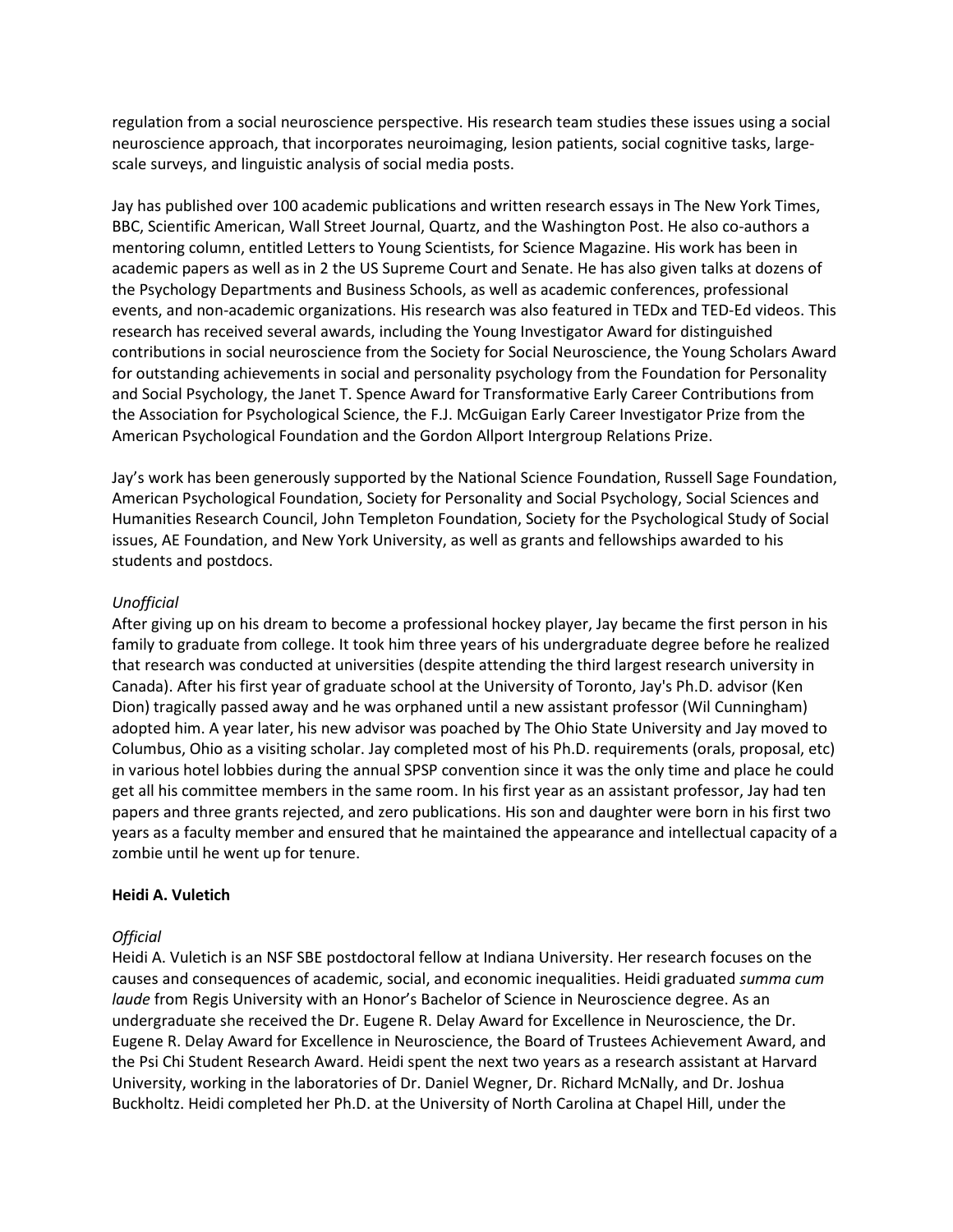regulation from a social neuroscience perspective. His research team studies these issues using a social neuroscience approach, that incorporates neuroimaging, lesion patients, social cognitive tasks, large-scale surveys, and linguistic analysis of social media posts.

Jay has published over 100 academic publications and written research essays in The New York Times, BBC, Scientific American, Wall Street Journal, Quartz, and the Washington Post. He also co-authors a mentoring column, entitled Letters to Young Scientists, for Science Magazine. His work has been in academic papers as well as in 2 the US Supreme Court and Senate. He has also given talks at dozens of the Psychology Departments and Business Schools, as well as academic conferences, professional events, and non-academic organizations. His research was also featured in TEDx and TED-Ed videos. This research has received several awards, including the Young Investigator Award for distinguished contributions in social neuroscience from the Society for Social Neuroscience, the Young Scholars Award for outstanding achievements in social and personality psychology from the Foundation for Personality and Social Psychology, the Janet T. Spence Award for Transformative Early Career Contributions from the Association for Psychological Science, the F.J. McGuigan Early Career Investigator Prize from the American Psychological Foundation and the Gordon Allport Intergroup Relations Prize.

Jay's work has been generously supported by the National Science Foundation, Russell Sage Foundation, American Psychological Foundation, Society for Personality and Social Psychology, Social Sciences and Humanities Research Council, John Templeton Foundation, Society for the Psychological Study of Social issues, AE Foundation, and New York University, as well as grants and fellowships awarded to his students and postdocs.

*Unofficial*

After giving up on his dream to become a professional hockey player, Jay became the first person in his family to graduate from college. It took him three years of his undergraduate degree before he realized that research was conducted at universities (despite attending the third largest research university in Canada). After his first year of graduate school at the University of Toronto, Jay's Ph.D. advisor (Ken Dion) tragically passed away and he was orphaned until a new assistant professor (Wil Cunningham) adopted him. A year later, his new advisor was poached by The Ohio State University and Jay moved to Columbus, Ohio as a visiting scholar. Jay completed most of his Ph.D. requirements (orals, proposal, etc) in various hotel lobbies during the annual SPSP convention since it was the only time and place he could get all his committee members in the same room. In his first year as an assistant professor, Jay had ten papers and three grants rejected, and zero publications. His son and daughter were born in his first two years as a faculty member and ensured that he maintained the appearance and intellectual capacity of a zombie until he went up for tenure.

**Heidi A. Vuletich**

*Official*

Heidi A. Vuletich is an NSF SBE postdoctoral fellow at Indiana University. Her research focuses on the causes and consequences of academic, social, and economic inequalities. Heidi graduated *summa cum laude* from Regis University with an Honor's Bachelor of Science in Neuroscience degree. As an undergraduate she received the Dr. Eugene R. Delay Award for Excellence in Neuroscience, the Dr. Eugene R. Delay Award for Excellence in Neuroscience, the Board of Trustees Achievement Award, and the Psi Chi Student Research Award. Heidi spent the next two years as a research assistant at Harvard University, working in the laboratories of Dr. Daniel Wegner, Dr. Richard McNally, and Dr. Joshua Buckholtz. Heidi completed her Ph.D. at the University of North Carolina at Chapel Hill, under the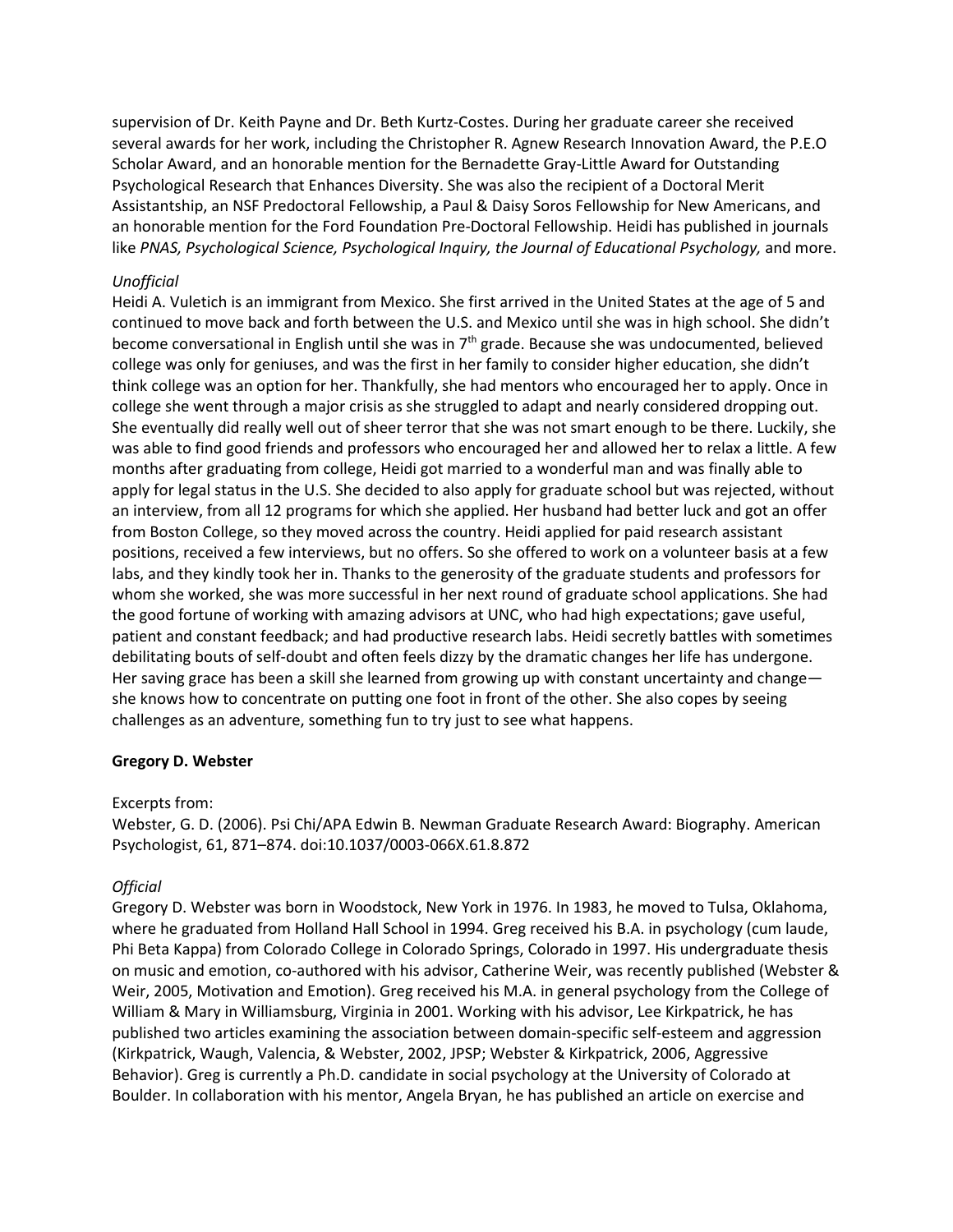supervision of Dr. Keith Payne and Dr. Beth Kurtz-Costes. During her graduate career she received several awards for her work, including the Christopher R. Agnew Research Innovation Award, the P.E.O Scholar Award, and an honorable mention for the Bernadette Gray-Little Award for Outstanding Psychological Research that Enhances Diversity. She was also the recipient of a Doctoral Merit Assistantship, an NSF Predoctoral Fellowship, a Paul & Daisy Soros Fellowship for New Americans, and an honorable mention for the Ford Foundation Pre-Doctoral Fellowship. Heidi has published in journals like *PNAS, Psychological Science, Psychological Inquiry, the Journal of Educational Psychology,* and more.

*Unofficial*

Heidi A. Vuletich is an immigrant from Mexico. She first arrived in the United States at the age of 5 and continued to move back and forth between the U.S. and Mexico until she was in high school. She didn't become conversational in English until she was in 7th grade. Because she was undocumented, believed college was only for geniuses, and was the first in her family to consider higher education, she didn't think college was an option for her. Thankfully, she had mentors who encouraged her to apply. Once in college she went through a major crisis as she struggled to adapt and nearly considered dropping out. She eventually did really well out of sheer terror that she was not smart enough to be there. Luckily, she was able to find good friends and professors who encouraged her and allowed her to relax a little. A few months after graduating from college, Heidi got married to a wonderful man and was finally able to apply for legal status in the U.S. She decided to also apply for graduate school but was rejected, without an interview, from all 12 programs for which she applied. Her husband had better luck and got an offer from Boston College, so they moved across the country. Heidi applied for paid research assistant positions, received a few interviews, but no offers. So she offered to work on a volunteer basis at a few labs, and they kindly took her in. Thanks to the generosity of the graduate students and professors for whom she worked, she was more successful in her next round of graduate school applications. She had the good fortune of working with amazing advisors at UNC, who had high expectations; gave useful, patient and constant feedback; and had productive research labs. Heidi secretly battles with sometimes debilitating bouts of self-doubt and often feels dizzy by the dramatic changes her life has undergone. Her saving grace has been a skill she learned from growing up with constant uncertainty and change—she knows how to concentrate on putting one foot in front of the other. She also copes by seeing challenges as an adventure, something fun to try just to see what happens.

**Gregory D. Webster**

Excerpts from:
Webster, G. D. (2006). Psi Chi/APA Edwin B. Newman Graduate Research Award: Biography. American Psychologist, 61, 871–874. doi:10.1037/0003-066X.61.8.872

*Official*

Gregory D. Webster was born in Woodstock, New York in 1976. In 1983, he moved to Tulsa, Oklahoma, where he graduated from Holland Hall School in 1994. Greg received his B.A. in psychology (cum laude, Phi Beta Kappa) from Colorado College in Colorado Springs, Colorado in 1997. His undergraduate thesis on music and emotion, co-authored with his advisor, Catherine Weir, was recently published (Webster & Weir, 2005, Motivation and Emotion). Greg received his M.A. in general psychology from the College of William & Mary in Williamsburg, Virginia in 2001. Working with his advisor, Lee Kirkpatrick, he has published two articles examining the association between domain-specific self-esteem and aggression (Kirkpatrick, Waugh, Valencia, & Webster, 2002, JPSP; Webster & Kirkpatrick, 2006, Aggressive Behavior). Greg is currently a Ph.D. candidate in social psychology at the University of Colorado at Boulder. In collaboration with his mentor, Angela Bryan, he has published an article on exercise and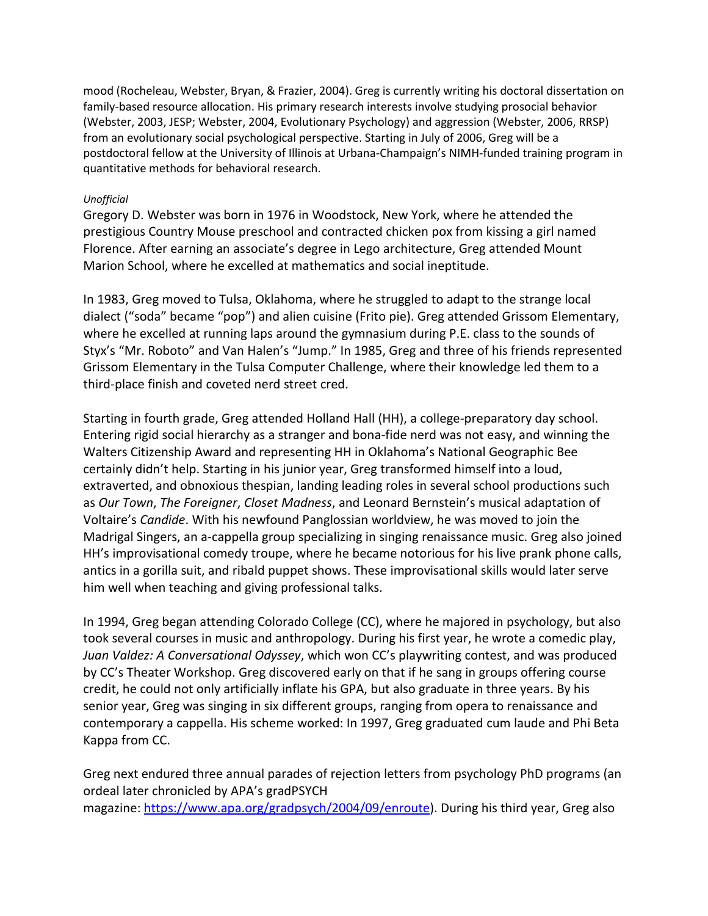mood (Rocheleau, Webster, Bryan, & Frazier, 2004). Greg is currently writing his doctoral dissertation on family-based resource allocation. His primary research interests involve studying prosocial behavior (Webster, 2003, JESP; Webster, 2004, Evolutionary Psychology) and aggression (Webster, 2006, RRSP) from an evolutionary social psychological perspective. Starting in July of 2006, Greg will be a postdoctoral fellow at the University of Illinois at Urbana-Champaign's NIMH-funded training program in quantitative methods for behavioral research.

*Unofficial*

Gregory D. Webster was born in 1976 in Woodstock, New York, where he attended the prestigious Country Mouse preschool and contracted chicken pox from kissing a girl named Florence. After earning an associate's degree in Lego architecture, Greg attended Mount Marion School, where he excelled at mathematics and social ineptitude.

In 1983, Greg moved to Tulsa, Oklahoma, where he struggled to adapt to the strange local dialect ("soda" became "pop") and alien cuisine (Frito pie). Greg attended Grissom Elementary, where he excelled at running laps around the gymnasium during P.E. class to the sounds of Styx's "Mr. Roboto" and Van Halen's "Jump." In 1985, Greg and three of his friends represented Grissom Elementary in the Tulsa Computer Challenge, where their knowledge led them to a third-place finish and coveted nerd street cred.

Starting in fourth grade, Greg attended Holland Hall (HH), a college-preparatory day school. Entering rigid social hierarchy as a stranger and bona-fide nerd was not easy, and winning the Walters Citizenship Award and representing HH in Oklahoma's National Geographic Bee certainly didn't help. Starting in his junior year, Greg transformed himself into a loud, extraverted, and obnoxious thespian, landing leading roles in several school productions such as *Our Town*, *The Foreigner*, *Closet Madness*, and Leonard Bernstein's musical adaptation of Voltaire's *Candide*. With his newfound Panglossian worldview, he was moved to join the Madrigal Singers, an a-cappella group specializing in singing renaissance music. Greg also joined HH's improvisational comedy troupe, where he became notorious for his live prank phone calls, antics in a gorilla suit, and ribald puppet shows. These improvisational skills would later serve him well when teaching and giving professional talks.

In 1994, Greg began attending Colorado College (CC), where he majored in psychology, but also took several courses in music and anthropology. During his first year, he wrote a comedic play, *Juan Valdez: A Conversational Odyssey*, which won CC's playwriting contest, and was produced by CC's Theater Workshop. Greg discovered early on that if he sang in groups offering course credit, he could not only artificially inflate his GPA, but also graduate in three years. By his senior year, Greg was singing in six different groups, ranging from opera to renaissance and contemporary a cappella. His scheme worked: In 1997, Greg graduated cum laude and Phi Beta Kappa from CC.

Greg next endured three annual parades of rejection letters from psychology PhD programs (an ordeal later chronicled by APA's gradPSYCH magazine: https://www.apa.org/gradpsych/2004/09/enroute). During his third year, Greg also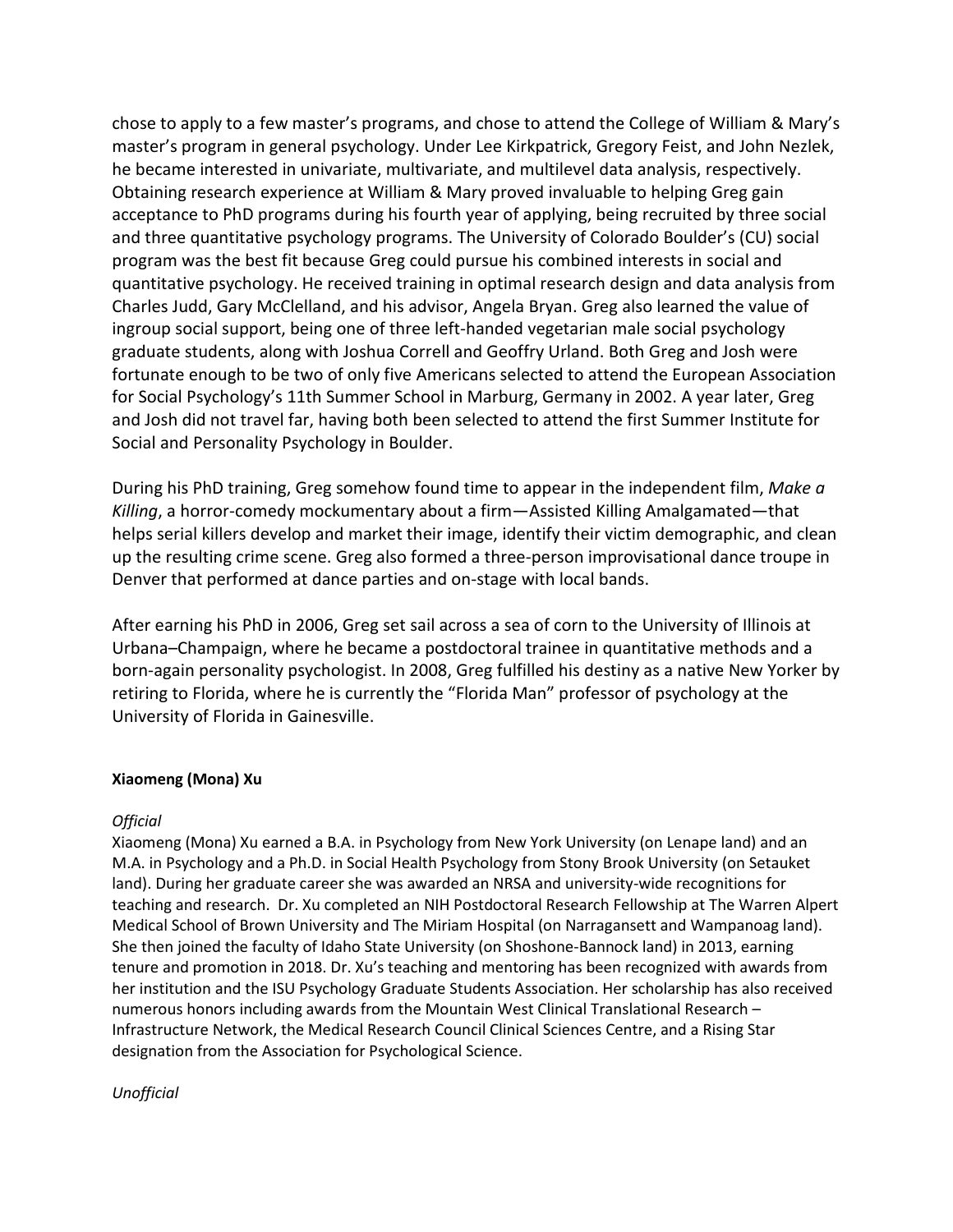chose to apply to a few master's programs, and chose to attend the College of William & Mary's master's program in general psychology. Under Lee Kirkpatrick, Gregory Feist, and John Nezlek, he became interested in univariate, multivariate, and multilevel data analysis, respectively. Obtaining research experience at William & Mary proved invaluable to helping Greg gain acceptance to PhD programs during his fourth year of applying, being recruited by three social and three quantitative psychology programs. The University of Colorado Boulder's (CU) social program was the best fit because Greg could pursue his combined interests in social and quantitative psychology. He received training in optimal research design and data analysis from Charles Judd, Gary McClelland, and his advisor, Angela Bryan. Greg also learned the value of ingroup social support, being one of three left-handed vegetarian male social psychology graduate students, along with Joshua Correll and Geoffry Urland. Both Greg and Josh were fortunate enough to be two of only five Americans selected to attend the European Association for Social Psychology's 11th Summer School in Marburg, Germany in 2002. A year later, Greg and Josh did not travel far, having both been selected to attend the first Summer Institute for Social and Personality Psychology in Boulder.

During his PhD training, Greg somehow found time to appear in the independent film, *Make a Killing*, a horror-comedy mockumentary about a firm—Assisted Killing Amalgamated—that helps serial killers develop and market their image, identify their victim demographic, and clean up the resulting crime scene. Greg also formed a three-person improvisational dance troupe in Denver that performed at dance parties and on-stage with local bands.

After earning his PhD in 2006, Greg set sail across a sea of corn to the University of Illinois at Urbana–Champaign, where he became a postdoctoral trainee in quantitative methods and a born-again personality psychologist. In 2008, Greg fulfilled his destiny as a native New Yorker by retiring to Florida, where he is currently the "Florida Man" professor of psychology at the University of Florida in Gainesville.

**Xiaomeng (Mona) Xu**

*Official*

Xiaomeng (Mona) Xu earned a B.A. in Psychology from New York University (on Lenape land) and an M.A. in Psychology and a Ph.D. in Social Health Psychology from Stony Brook University (on Setauket land). During her graduate career she was awarded an NRSA and university-wide recognitions for teaching and research. Dr. Xu completed an NIH Postdoctoral Research Fellowship at The Warren Alpert Medical School of Brown University and The Miriam Hospital (on Narragansett and Wampanoag land). She then joined the faculty of Idaho State University (on Shoshone-Bannock land) in 2013, earning tenure and promotion in 2018. Dr. Xu's teaching and mentoring has been recognized with awards from her institution and the ISU Psychology Graduate Students Association. Her scholarship has also received numerous honors including awards from the Mountain West Clinical Translational Research – Infrastructure Network, the Medical Research Council Clinical Sciences Centre, and a Rising Star designation from the Association for Psychological Science.

*Unofficial*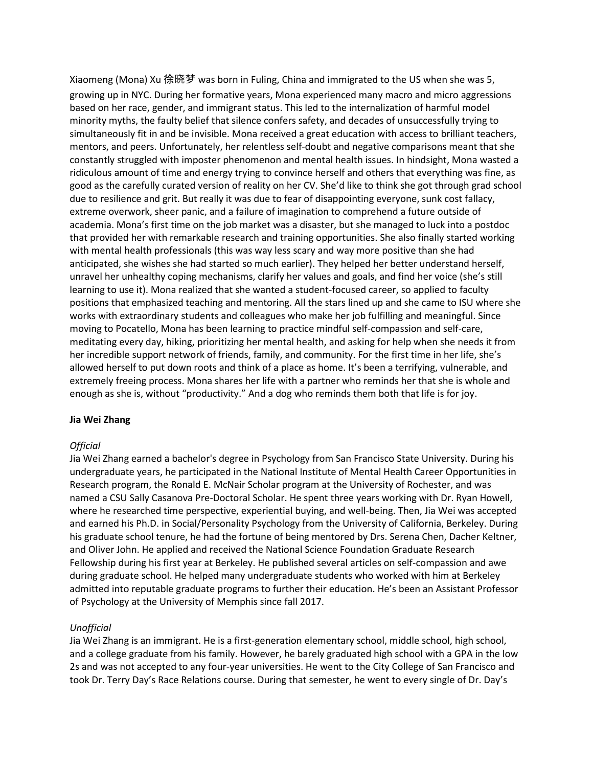Xiaomeng (Mona) Xu 徐晓梦 was born in Fuling, China and immigrated to the US when she was 5, growing up in NYC. During her formative years, Mona experienced many macro and micro aggressions based on her race, gender, and immigrant status. This led to the internalization of harmful model minority myths, the faulty belief that silence confers safety, and decades of unsuccessfully trying to simultaneously fit in and be invisible. Mona received a great education with access to brilliant teachers, mentors, and peers. Unfortunately, her relentless self-doubt and negative comparisons meant that she constantly struggled with imposter phenomenon and mental health issues. In hindsight, Mona wasted a ridiculous amount of time and energy trying to convince herself and others that everything was fine, as good as the carefully curated version of reality on her CV. She'd like to think she got through grad school due to resilience and grit. But really it was due to fear of disappointing everyone, sunk cost fallacy, extreme overwork, sheer panic, and a failure of imagination to comprehend a future outside of academia. Mona's first time on the job market was a disaster, but she managed to luck into a postdoc that provided her with remarkable research and training opportunities. She also finally started working with mental health professionals (this was way less scary and way more positive than she had anticipated, she wishes she had started so much earlier). They helped her better understand herself, unravel her unhealthy coping mechanisms, clarify her values and goals, and find her voice (she's still learning to use it). Mona realized that she wanted a student-focused career, so applied to faculty positions that emphasized teaching and mentoring. All the stars lined up and she came to ISU where she works with extraordinary students and colleagues who make her job fulfilling and meaningful. Since moving to Pocatello, Mona has been learning to practice mindful self-compassion and self-care, meditating every day, hiking, prioritizing her mental health, and asking for help when she needs it from her incredible support network of friends, family, and community. For the first time in her life, she's allowed herself to put down roots and think of a place as home. It's been a terrifying, vulnerable, and extremely freeing process. Mona shares her life with a partner who reminds her that she is whole and enough as she is, without "productivity." And a dog who reminds them both that life is for joy.

**Jia Wei Zhang**

*Official*

Jia Wei Zhang earned a bachelor's degree in Psychology from San Francisco State University. During his undergraduate years, he participated in the National Institute of Mental Health Career Opportunities in Research program, the Ronald E. McNair Scholar program at the University of Rochester, and was named a CSU Sally Casanova Pre-Doctoral Scholar. He spent three years working with Dr. Ryan Howell, where he researched time perspective, experiential buying, and well-being. Then, Jia Wei was accepted and earned his Ph.D. in Social/Personality Psychology from the University of California, Berkeley. During his graduate school tenure, he had the fortune of being mentored by Drs. Serena Chen, Dacher Keltner, and Oliver John. He applied and received the National Science Foundation Graduate Research Fellowship during his first year at Berkeley. He published several articles on self-compassion and awe during graduate school. He helped many undergraduate students who worked with him at Berkeley admitted into reputable graduate programs to further their education. He's been an Assistant Professor of Psychology at the University of Memphis since fall 2017.

*Unofficial*

Jia Wei Zhang is an immigrant. He is a first-generation elementary school, middle school, high school, and a college graduate from his family. However, he barely graduated high school with a GPA in the low 2s and was not accepted to any four-year universities. He went to the City College of San Francisco and took Dr. Terry Day's Race Relations course. During that semester, he went to every single of Dr. Day's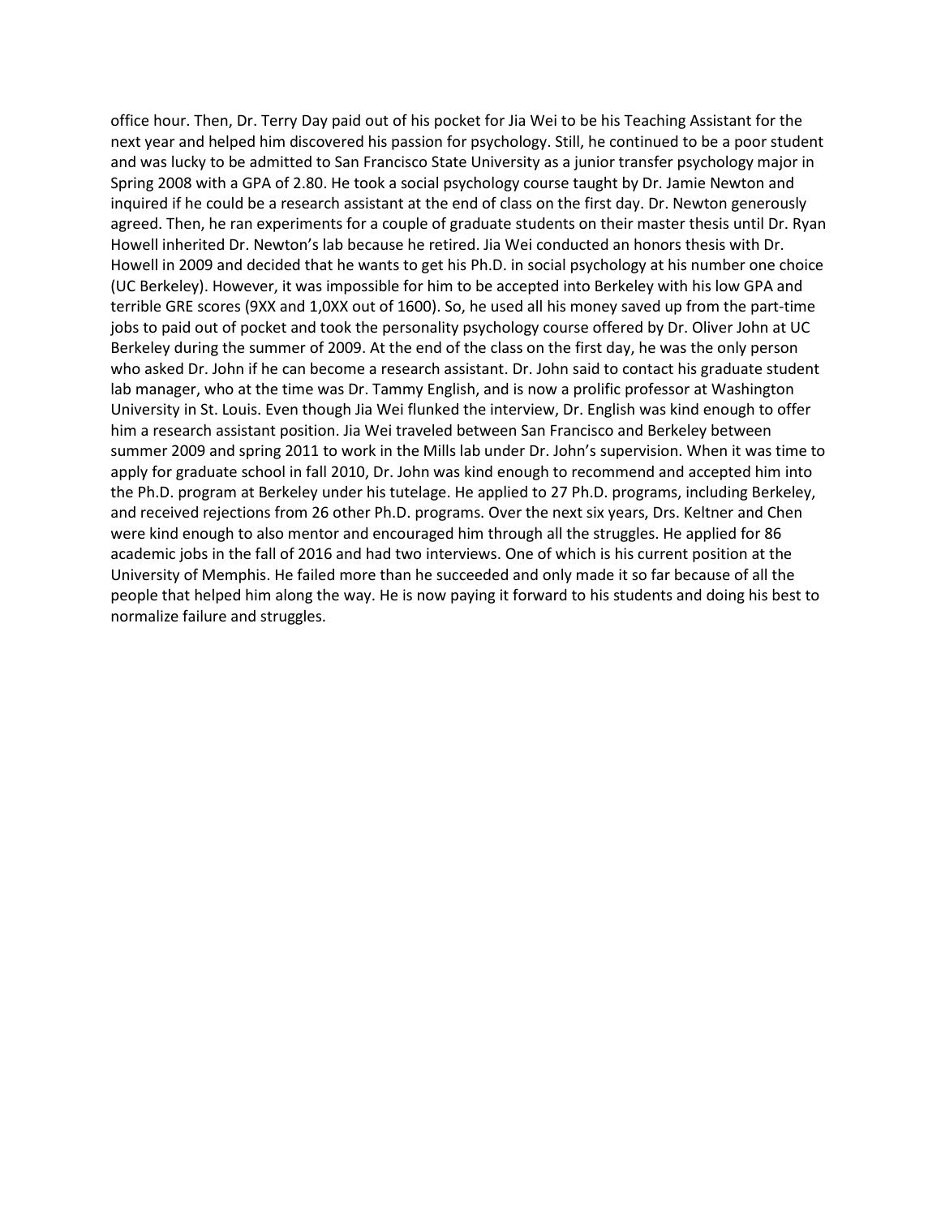office hour. Then, Dr. Terry Day paid out of his pocket for Jia Wei to be his Teaching Assistant for the next year and helped him discovered his passion for psychology. Still, he continued to be a poor student and was lucky to be admitted to San Francisco State University as a junior transfer psychology major in Spring 2008 with a GPA of 2.80. He took a social psychology course taught by Dr. Jamie Newton and inquired if he could be a research assistant at the end of class on the first day. Dr. Newton generously agreed. Then, he ran experiments for a couple of graduate students on their master thesis until Dr. Ryan Howell inherited Dr. Newton's lab because he retired. Jia Wei conducted an honors thesis with Dr. Howell in 2009 and decided that he wants to get his Ph.D. in social psychology at his number one choice (UC Berkeley). However, it was impossible for him to be accepted into Berkeley with his low GPA and terrible GRE scores (9XX and 1,0XX out of 1600). So, he used all his money saved up from the part-time jobs to paid out of pocket and took the personality psychology course offered by Dr. Oliver John at UC Berkeley during the summer of 2009. At the end of the class on the first day, he was the only person who asked Dr. John if he can become a research assistant. Dr. John said to contact his graduate student lab manager, who at the time was Dr. Tammy English, and is now a prolific professor at Washington University in St. Louis. Even though Jia Wei flunked the interview, Dr. English was kind enough to offer him a research assistant position. Jia Wei traveled between San Francisco and Berkeley between summer 2009 and spring 2011 to work in the Mills lab under Dr. John's supervision. When it was time to apply for graduate school in fall 2010, Dr. John was kind enough to recommend and accepted him into the Ph.D. program at Berkeley under his tutelage. He applied to 27 Ph.D. programs, including Berkeley, and received rejections from 26 other Ph.D. programs. Over the next six years, Drs. Keltner and Chen were kind enough to also mentor and encouraged him through all the struggles. He applied for 86 academic jobs in the fall of 2016 and had two interviews. One of which is his current position at the University of Memphis. He failed more than he succeeded and only made it so far because of all the people that helped him along the way. He is now paying it forward to his students and doing his best to normalize failure and struggles.